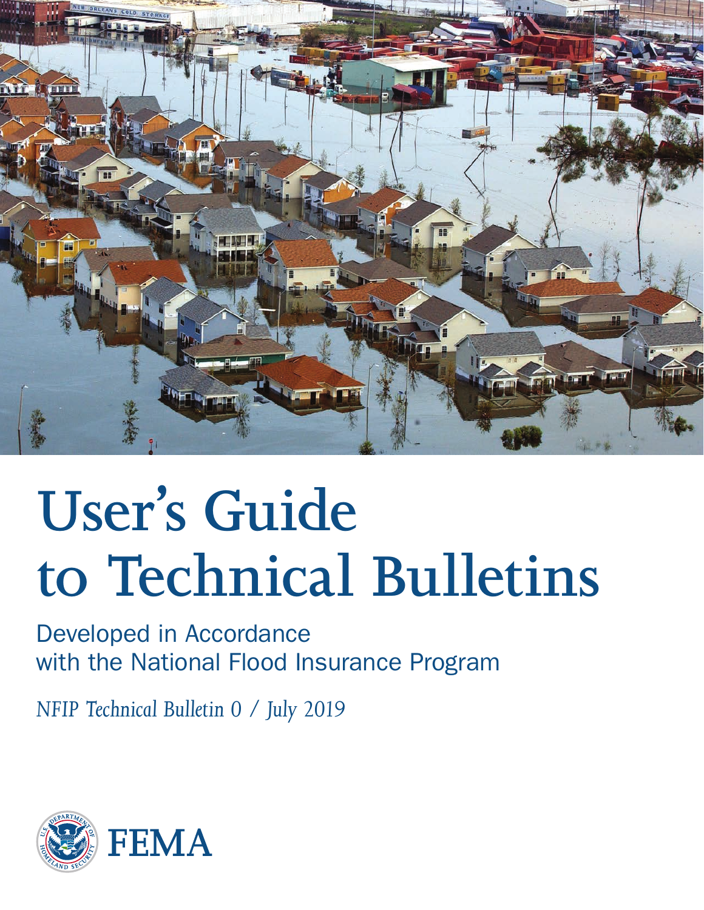# User's Guide to Technical Bulletins

Developed in Accordance with the National Flood Insurance Program

*NFIP Technical Bulletin 0 / July 2019*

FEMA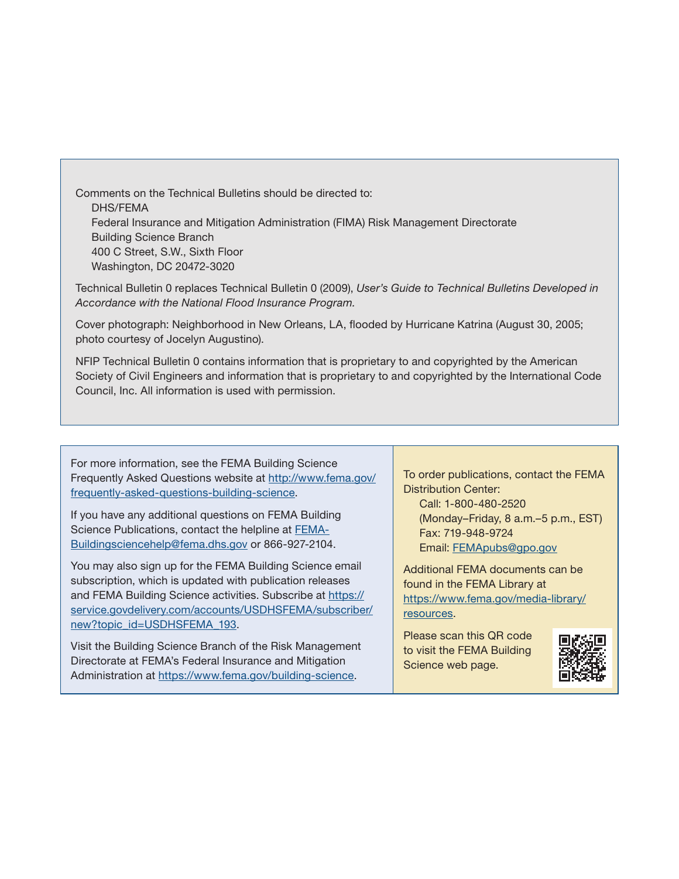Comments on the Technical Bulletins should be directed to:

DHS/FEMA
Federal Insurance and Mitigation Administration (FIMA) Risk Management Directorate
Building Science Branch
400 C Street, S.W., Sixth Floor
Washington, DC 20472-3020

Technical Bulletin 0 replaces Technical Bulletin 0 (2009), *User's Guide to Technical Bulletins Developed in Accordance with the National Flood Insurance Program.*

Cover photograph: Neighborhood in New Orleans, LA, flooded by Hurricane Katrina (August 30, 2005; photo courtesy of Jocelyn Augustino).

NFIP Technical Bulletin 0 contains information that is proprietary to and copyrighted by the American Society of Civil Engineers and information that is proprietary to and copyrighted by the International Code Council, Inc. All information is used with permission.

For more information, see the FEMA Building Science Frequently Asked Questions website at http://www.fema.gov/frequently-asked-questions-building-science.

If you have any additional questions on FEMA Building Science Publications, contact the helpline at FEMA-Buildingsciencehelp@fema.dhs.gov or 866-927-2104.

You may also sign up for the FEMA Building Science email subscription, which is updated with publication releases and FEMA Building Science activities. Subscribe at https://service.govdelivery.com/accounts/USDHSFEMA/subscriber/new?topic_id=USDHSFEMA_193.

Visit the Building Science Branch of the Risk Management Directorate at FEMA's Federal Insurance and Mitigation Administration at https://www.fema.gov/building-science.

To order publications, contact the FEMA Distribution Center:

Call: 1-800-480-2520
(Monday–Friday, 8 a.m.–5 p.m., EST)
Fax: 719-948-9724
Email: FEMApubs@gpo.gov

Additional FEMA documents can be found in the FEMA Library at https://www.fema.gov/media-library/resources.

Please scan this QR code to visit the FEMA Building Science web page.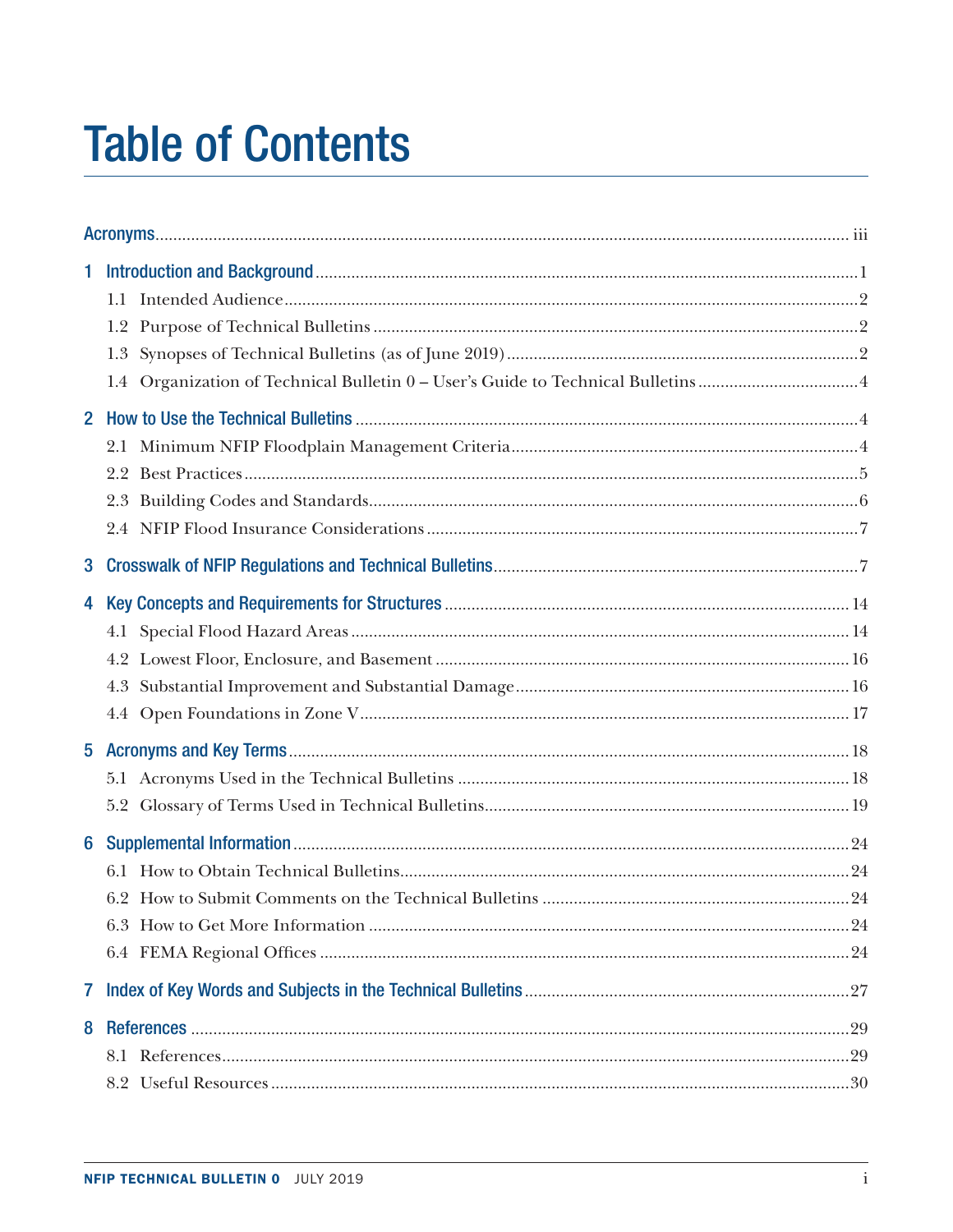# Table of Contents

Acronyms ........ iii

1 Introduction and Background ........ 1
- 1.1 Intended Audience ........ 2
- 1.2 Purpose of Technical Bulletins ........ 2
- 1.3 Synopses of Technical Bulletins (as of June 2019) ........ 2
- 1.4 Organization of Technical Bulletin 0 – User's Guide to Technical Bulletins ........ 4

2 How to Use the Technical Bulletins ........ 4
- 2.1 Minimum NFIP Floodplain Management Criteria ........ 4
- 2.2 Best Practices ........ 5
- 2.3 Building Codes and Standards ........ 6
- 2.4 NFIP Flood Insurance Considerations ........ 7

3 Crosswalk of NFIP Regulations and Technical Bulletins ........ 7

4 Key Concepts and Requirements for Structures ........ 14
- 4.1 Special Flood Hazard Areas ........ 14
- 4.2 Lowest Floor, Enclosure, and Basement ........ 16
- 4.3 Substantial Improvement and Substantial Damage ........ 16
- 4.4 Open Foundations in Zone V ........ 17

5 Acronyms and Key Terms ........ 18
- 5.1 Acronyms Used in the Technical Bulletins ........ 18
- 5.2 Glossary of Terms Used in Technical Bulletins ........ 19

6 Supplemental Information ........ 24
- 6.1 How to Obtain Technical Bulletins ........ 24
- 6.2 How to Submit Comments on the Technical Bulletins ........ 24
- 6.3 How to Get More Information ........ 24
- 6.4 FEMA Regional Offices ........ 24

7 Index of Key Words and Subjects in the Technical Bulletins ........ 27

8 References ........ 29
- 8.1 References ........ 29
- 8.2 Useful Resources ........ 30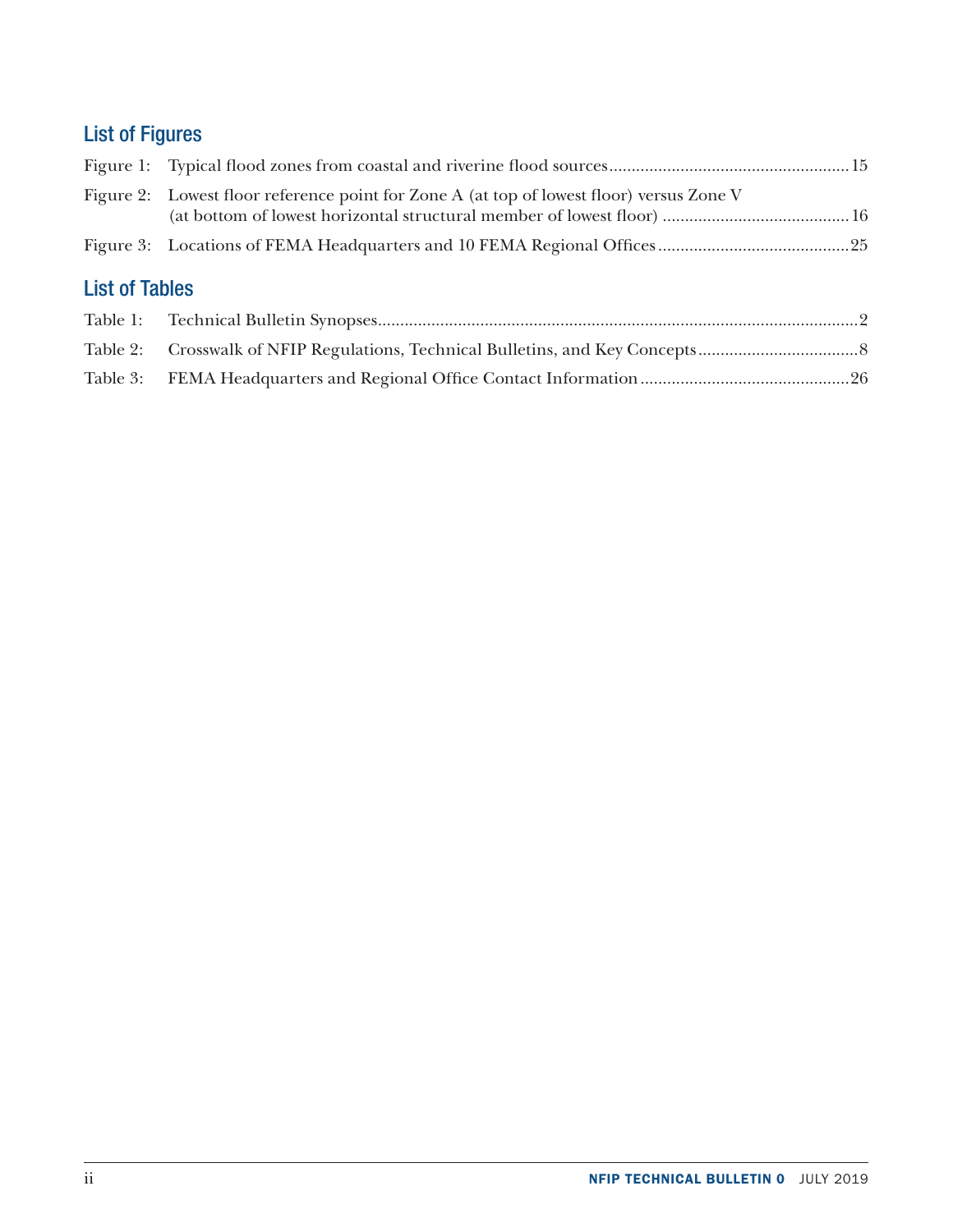## List of Figures

Figure 1: Typical flood zones from coastal and riverine flood sources ..... 15

Figure 2: Lowest floor reference point for Zone A (at top of lowest floor) versus Zone V (at bottom of lowest horizontal structural member of lowest floor) ..... 16

Figure 3: Locations of FEMA Headquarters and 10 FEMA Regional Offices ..... 25

## List of Tables

Table 1: Technical Bulletin Synopses ..... 2

Table 2: Crosswalk of NFIP Regulations, Technical Bulletins, and Key Concepts ..... 8

Table 3: FEMA Headquarters and Regional Office Contact Information ..... 26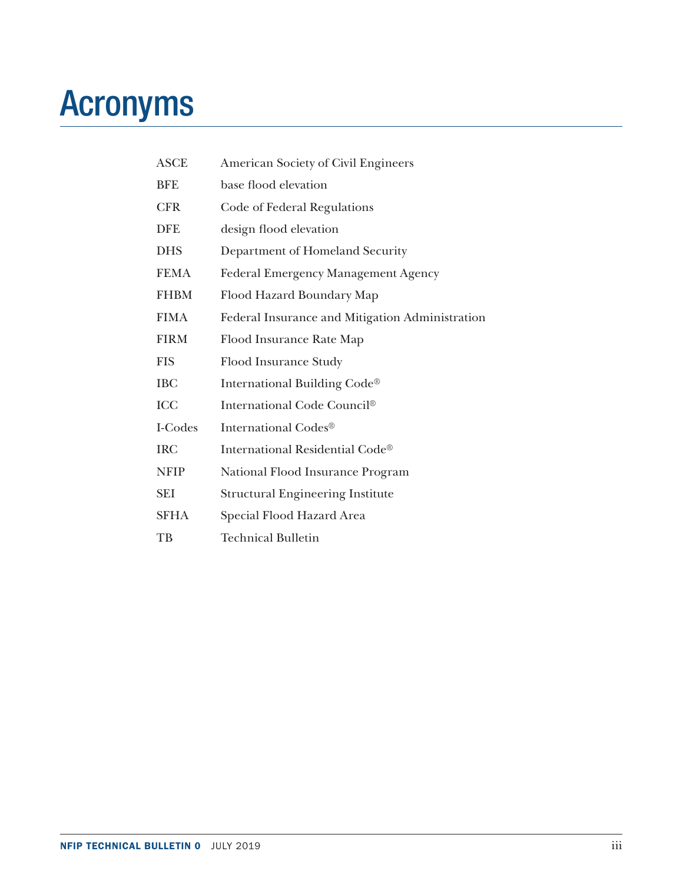# Acronyms

| | |
|---|---|
| ASCE | American Society of Civil Engineers |
| BFE | base flood elevation |
| CFR | Code of Federal Regulations |
| DFE | design flood elevation |
| DHS | Department of Homeland Security |
| FEMA | Federal Emergency Management Agency |
| FHBM | Flood Hazard Boundary Map |
| FIMA | Federal Insurance and Mitigation Administration |
| FIRM | Flood Insurance Rate Map |
| FIS | Flood Insurance Study |
| IBC | International Building Code® |
| ICC | International Code Council® |
| I-Codes | International Codes® |
| IRC | International Residential Code® |
| NFIP | National Flood Insurance Program |
| SEI | Structural Engineering Institute |
| SFHA | Special Flood Hazard Area |
| TB | Technical Bulletin |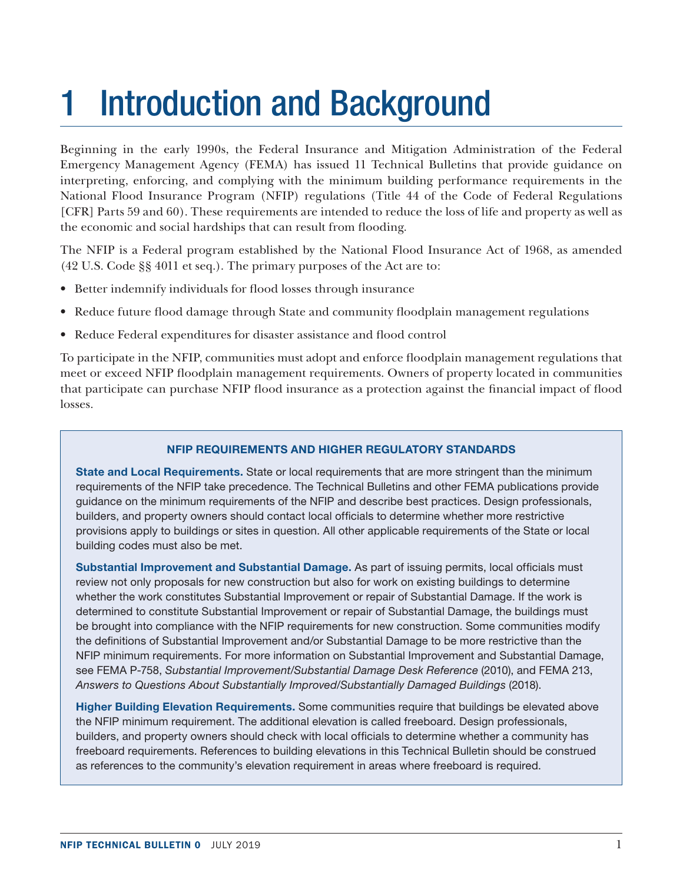# 1 Introduction and Background

Beginning in the early 1990s, the Federal Insurance and Mitigation Administration of the Federal Emergency Management Agency (FEMA) has issued 11 Technical Bulletins that provide guidance on interpreting, enforcing, and complying with the minimum building performance requirements in the National Flood Insurance Program (NFIP) regulations (Title 44 of the Code of Federal Regulations [CFR] Parts 59 and 60). These requirements are intended to reduce the loss of life and property as well as the economic and social hardships that can result from flooding.

The NFIP is a Federal program established by the National Flood Insurance Act of 1968, as amended (42 U.S. Code §§ 4011 et seq.). The primary purposes of the Act are to:

- Better indemnify individuals for flood losses through insurance
- Reduce future flood damage through State and community floodplain management regulations
- Reduce Federal expenditures for disaster assistance and flood control

To participate in the NFIP, communities must adopt and enforce floodplain management regulations that meet or exceed NFIP floodplain management requirements. Owners of property located in communities that participate can purchase NFIP flood insurance as a protection against the financial impact of flood losses.

**NFIP REQUIREMENTS AND HIGHER REGULATORY STANDARDS**

**State and Local Requirements.** State or local requirements that are more stringent than the minimum requirements of the NFIP take precedence. The Technical Bulletins and other FEMA publications provide guidance on the minimum requirements of the NFIP and describe best practices. Design professionals, builders, and property owners should contact local officials to determine whether more restrictive provisions apply to buildings or sites in question. All other applicable requirements of the State or local building codes must also be met.

**Substantial Improvement and Substantial Damage.** As part of issuing permits, local officials must review not only proposals for new construction but also for work on existing buildings to determine whether the work constitutes Substantial Improvement or repair of Substantial Damage. If the work is determined to constitute Substantial Improvement or repair of Substantial Damage, the buildings must be brought into compliance with the NFIP requirements for new construction. Some communities modify the definitions of Substantial Improvement and/or Substantial Damage to be more restrictive than the NFIP minimum requirements. For more information on Substantial Improvement and Substantial Damage, see FEMA P-758, *Substantial Improvement/Substantial Damage Desk Reference* (2010), and FEMA 213, *Answers to Questions About Substantially Improved/Substantially Damaged Buildings* (2018).

**Higher Building Elevation Requirements.** Some communities require that buildings be elevated above the NFIP minimum requirement. The additional elevation is called freeboard. Design professionals, builders, and property owners should check with local officials to determine whether a community has freeboard requirements. References to building elevations in this Technical Bulletin should be construed as references to the community's elevation requirement in areas where freeboard is required.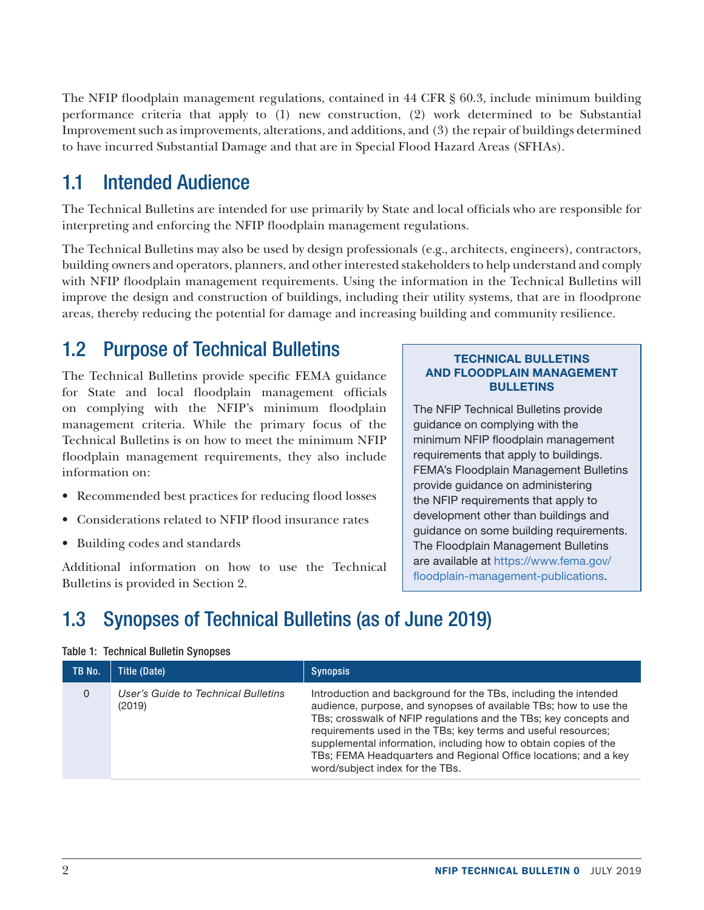The NFIP floodplain management regulations, contained in 44 CFR § 60.3, include minimum building performance criteria that apply to (1) new construction, (2) work determined to be Substantial Improvement such as improvements, alterations, and additions, and (3) the repair of buildings determined to have incurred Substantial Damage and that are in Special Flood Hazard Areas (SFHAs).

## 1.1 Intended Audience

The Technical Bulletins are intended for use primarily by State and local officials who are responsible for interpreting and enforcing the NFIP floodplain management regulations.

The Technical Bulletins may also be used by design professionals (e.g., architects, engineers), contractors, building owners and operators, planners, and other interested stakeholders to help understand and comply with NFIP floodplain management requirements. Using the information in the Technical Bulletins will improve the design and construction of buildings, including their utility systems, that are in floodprone areas, thereby reducing the potential for damage and increasing building and community resilience.

## 1.2 Purpose of Technical Bulletins

The Technical Bulletins provide specific FEMA guidance for State and local floodplain management officials on complying with the NFIP's minimum floodplain management criteria. While the primary focus of the Technical Bulletins is on how to meet the minimum NFIP floodplain management requirements, they also include information on:

- Recommended best practices for reducing flood losses
- Considerations related to NFIP flood insurance rates
- Building codes and standards

Additional information on how to use the Technical Bulletins is provided in Section 2.

**TECHNICAL BULLETINS AND FLOODPLAIN MANAGEMENT BULLETINS**

The NFIP Technical Bulletins provide guidance on complying with the minimum NFIP floodplain management requirements that apply to buildings. FEMA's Floodplain Management Bulletins provide guidance on administering the NFIP requirements that apply to development other than buildings and guidance on some building requirements. The Floodplain Management Bulletins are available at https://www.fema.gov/floodplain-management-publications.

## 1.3 Synopses of Technical Bulletins (as of June 2019)

**Table 1: Technical Bulletin Synopses**

| TB No. | Title (Date) | Synopsis |
|---|---|---|
| 0 | *User's Guide to Technical Bulletins* (2019) | Introduction and background for the TBs, including the intended audience, purpose, and synopses of available TBs; how to use the TBs; crosswalk of NFIP regulations and the TBs; key concepts and requirements used in the TBs; key terms and useful resources; supplemental information, including how to obtain copies of the TBs; FEMA Headquarters and Regional Office locations; and a key word/subject index for the TBs. |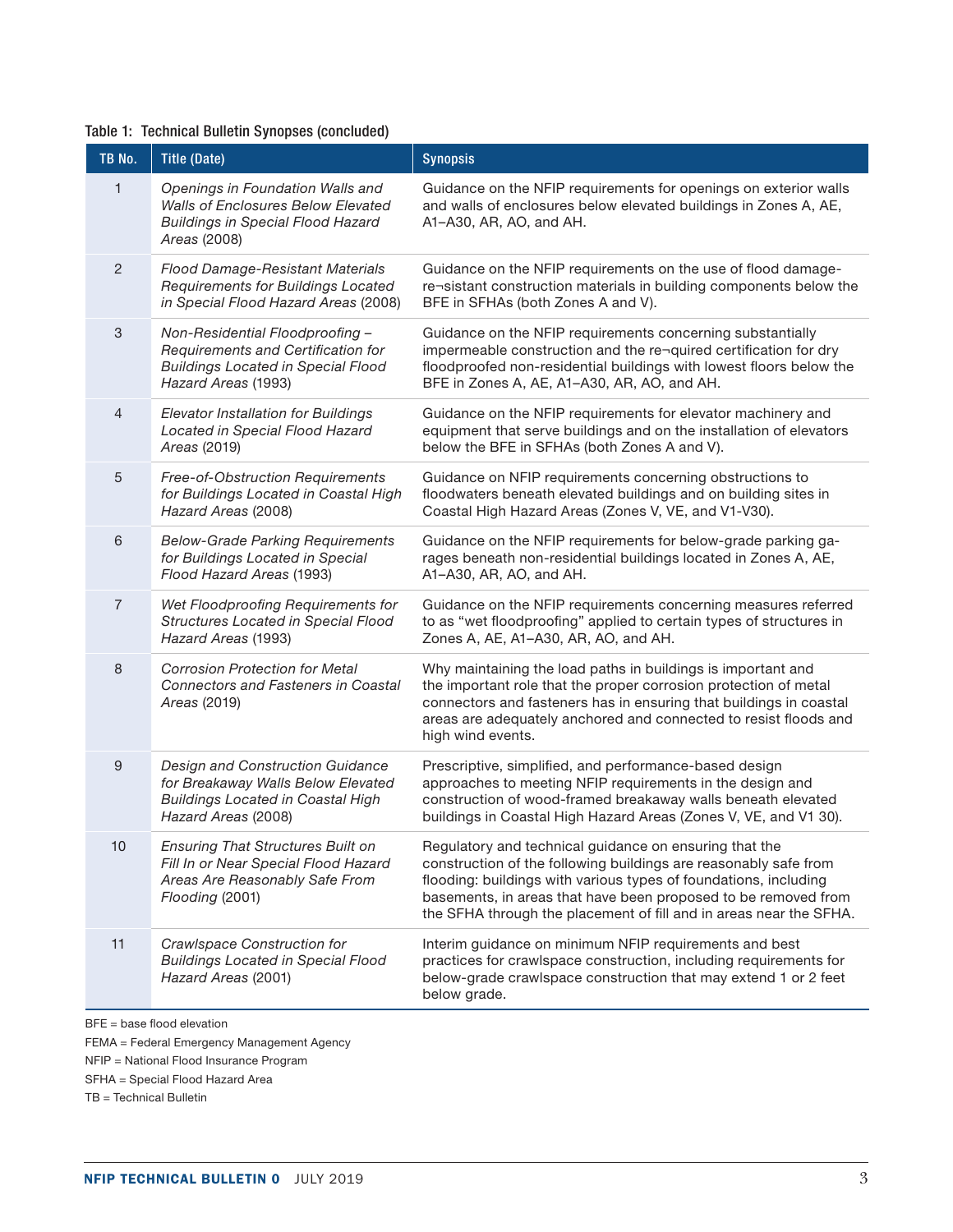Table 1: Technical Bulletin Synopses (concluded)

| TB No. | Title (Date) | Synopsis |
| --- | --- | --- |
| 1 | *Openings in Foundation Walls and Walls of Enclosures Below Elevated Buildings in Special Flood Hazard Areas* (2008) | Guidance on the NFIP requirements for openings on exterior walls and walls of enclosures below elevated buildings in Zones A, AE, A1–A30, AR, AO, and AH. |
| 2 | *Flood Damage-Resistant Materials Requirements for Buildings Located in Special Flood Hazard Areas* (2008) | Guidance on the NFIP requirements on the use of flood damage-re¬sistant construction materials in building components below the BFE in SFHAs (both Zones A and V). |
| 3 | *Non-Residential Floodproofing – Requirements and Certification for Buildings Located in Special Flood Hazard Areas* (1993) | Guidance on the NFIP requirements concerning substantially impermeable construction and the re¬quired certification for dry floodproofed non-residential buildings with lowest floors below the BFE in Zones A, AE, A1–A30, AR, AO, and AH. |
| 4 | *Elevator Installation for Buildings Located in Special Flood Hazard Areas* (2019) | Guidance on the NFIP requirements for elevator machinery and equipment that serve buildings and on the installation of elevators below the BFE in SFHAs (both Zones A and V). |
| 5 | *Free-of-Obstruction Requirements for Buildings Located in Coastal High Hazard Areas* (2008) | Guidance on NFIP requirements concerning obstructions to floodwaters beneath elevated buildings and on building sites in Coastal High Hazard Areas (Zones V, VE, and V1-V30). |
| 6 | *Below-Grade Parking Requirements for Buildings Located in Special Flood Hazard Areas* (1993) | Guidance on the NFIP requirements for below-grade parking garages beneath non-residential buildings located in Zones A, AE, A1–A30, AR, AO, and AH. |
| 7 | *Wet Floodproofing Requirements for Structures Located in Special Flood Hazard Areas* (1993) | Guidance on the NFIP requirements concerning measures referred to as "wet floodproofing" applied to certain types of structures in Zones A, AE, A1–A30, AR, AO, and AH. |
| 8 | *Corrosion Protection for Metal Connectors and Fasteners in Coastal Areas* (2019) | Why maintaining the load paths in buildings is important and the important role that the proper corrosion protection of metal connectors and fasteners has in ensuring that buildings in coastal areas are adequately anchored and connected to resist floods and high wind events. |
| 9 | *Design and Construction Guidance for Breakaway Walls Below Elevated Buildings Located in Coastal High Hazard Areas* (2008) | Prescriptive, simplified, and performance-based design approaches to meeting NFIP requirements in the design and construction of wood-framed breakaway walls beneath elevated buildings in Coastal High Hazard Areas (Zones V, VE, and V1 30). |
| 10 | *Ensuring That Structures Built on Fill In or Near Special Flood Hazard Areas Are Reasonably Safe From Flooding* (2001) | Regulatory and technical guidance on ensuring that the construction of the following buildings are reasonably safe from flooding: buildings with various types of foundations, including basements, in areas that have been proposed to be removed from the SFHA through the placement of fill and in areas near the SFHA. |
| 11 | *Crawlspace Construction for Buildings Located in Special Flood Hazard Areas* (2001) | Interim guidance on minimum NFIP requirements and best practices for crawlspace construction, including requirements for below-grade crawlspace construction that may extend 1 or 2 feet below grade. |

BFE = base flood elevation

FEMA = Federal Emergency Management Agency

NFIP = National Flood Insurance Program

SFHA = Special Flood Hazard Area

TB = Technical Bulletin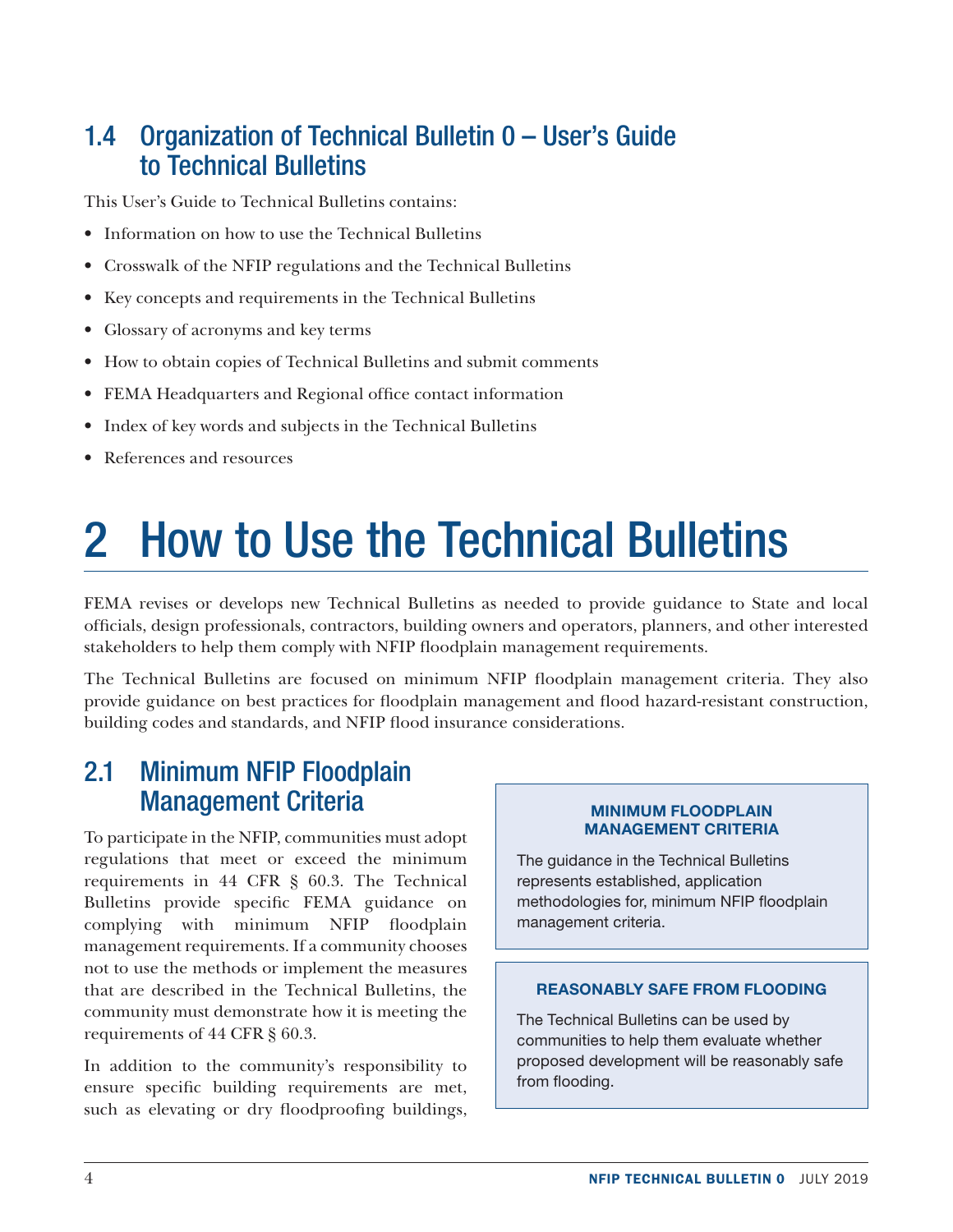## 1.4 Organization of Technical Bulletin 0 – User's Guide to Technical Bulletins

This User's Guide to Technical Bulletins contains:

- Information on how to use the Technical Bulletins
- Crosswalk of the NFIP regulations and the Technical Bulletins
- Key concepts and requirements in the Technical Bulletins
- Glossary of acronyms and key terms
- How to obtain copies of Technical Bulletins and submit comments
- FEMA Headquarters and Regional office contact information
- Index of key words and subjects in the Technical Bulletins
- References and resources

# 2 How to Use the Technical Bulletins

FEMA revises or develops new Technical Bulletins as needed to provide guidance to State and local officials, design professionals, contractors, building owners and operators, planners, and other interested stakeholders to help them comply with NFIP floodplain management requirements.

The Technical Bulletins are focused on minimum NFIP floodplain management criteria. They also provide guidance on best practices for floodplain management and flood hazard-resistant construction, building codes and standards, and NFIP flood insurance considerations.

## 2.1 Minimum NFIP Floodplain Management Criteria

To participate in the NFIP, communities must adopt regulations that meet or exceed the minimum requirements in 44 CFR § 60.3. The Technical Bulletins provide specific FEMA guidance on complying with minimum NFIP floodplain management requirements. If a community chooses not to use the methods or implement the measures that are described in the Technical Bulletins, the community must demonstrate how it is meeting the requirements of 44 CFR § 60.3.

In addition to the community's responsibility to ensure specific building requirements are met, such as elevating or dry floodproofing buildings,

**MINIMUM FLOODPLAIN MANAGEMENT CRITERIA**

The guidance in the Technical Bulletins represents established, application methodologies for, minimum NFIP floodplain management criteria.

**REASONABLY SAFE FROM FLOODING**

The Technical Bulletins can be used by communities to help them evaluate whether proposed development will be reasonably safe from flooding.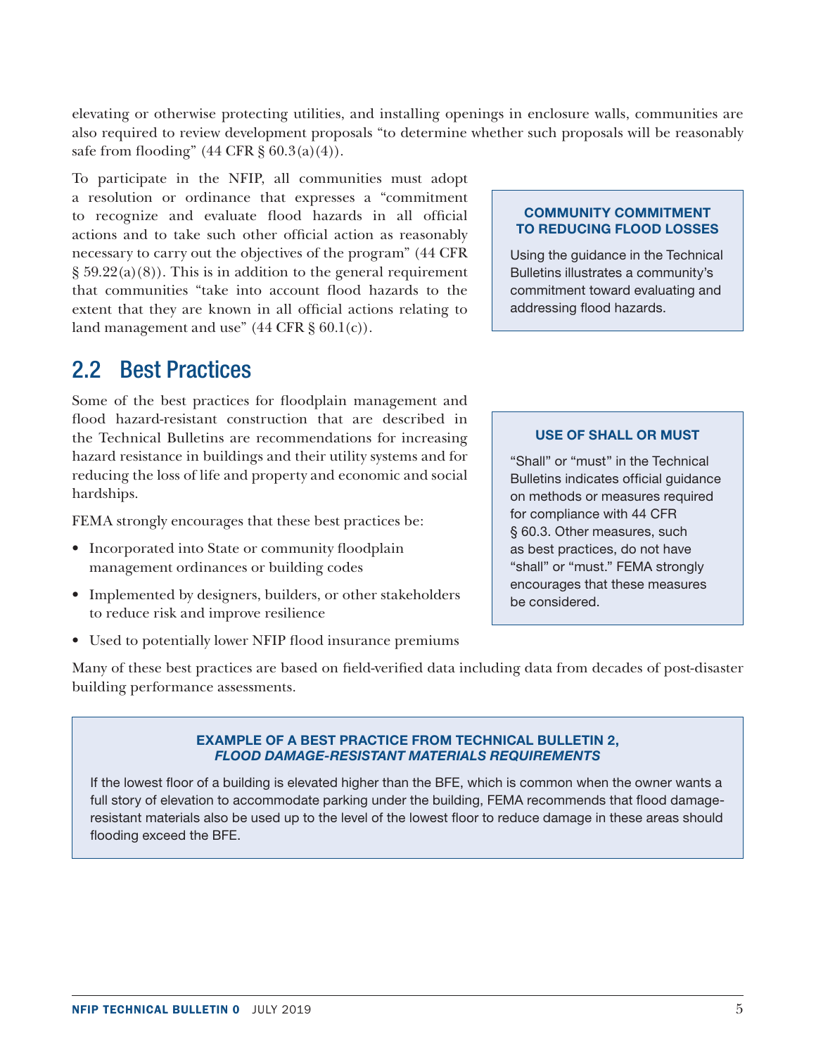elevating or otherwise protecting utilities, and installing openings in enclosure walls, communities are also required to review development proposals "to determine whether such proposals will be reasonably safe from flooding" (44 CFR § 60.3(a)(4)).

To participate in the NFIP, all communities must adopt a resolution or ordinance that expresses a "commitment to recognize and evaluate flood hazards in all official actions and to take such other official action as reasonably necessary to carry out the objectives of the program" (44 CFR § 59.22(a)(8)). This is in addition to the general requirement that communities "take into account flood hazards to the extent that they are known in all official actions relating to land management and use" (44 CFR § 60.1(c)).

> **COMMUNITY COMMITMENT TO REDUCING FLOOD LOSSES**
>
> Using the guidance in the Technical Bulletins illustrates a community's commitment toward evaluating and addressing flood hazards.

## 2.2 Best Practices

Some of the best practices for floodplain management and flood hazard-resistant construction that are described in the Technical Bulletins are recommendations for increasing hazard resistance in buildings and their utility systems and for reducing the loss of life and property and economic and social hardships.

FEMA strongly encourages that these best practices be:

- Incorporated into State or community floodplain management ordinances or building codes
- Implemented by designers, builders, or other stakeholders to reduce risk and improve resilience
- Used to potentially lower NFIP flood insurance premiums

> **USE OF SHALL OR MUST**
>
> "Shall" or "must" in the Technical Bulletins indicates official guidance on methods or measures required for compliance with 44 CFR § 60.3. Other measures, such as best practices, do not have "shall" or "must." FEMA strongly encourages that these measures be considered.

Many of these best practices are based on field-verified data including data from decades of post-disaster building performance assessments.

> **EXAMPLE OF A BEST PRACTICE FROM TECHNICAL BULLETIN 2, *FLOOD DAMAGE-RESISTANT MATERIALS REQUIREMENTS***
>
> If the lowest floor of a building is elevated higher than the BFE, which is common when the owner wants a full story of elevation to accommodate parking under the building, FEMA recommends that flood damage-resistant materials also be used up to the level of the lowest floor to reduce damage in these areas should flooding exceed the BFE.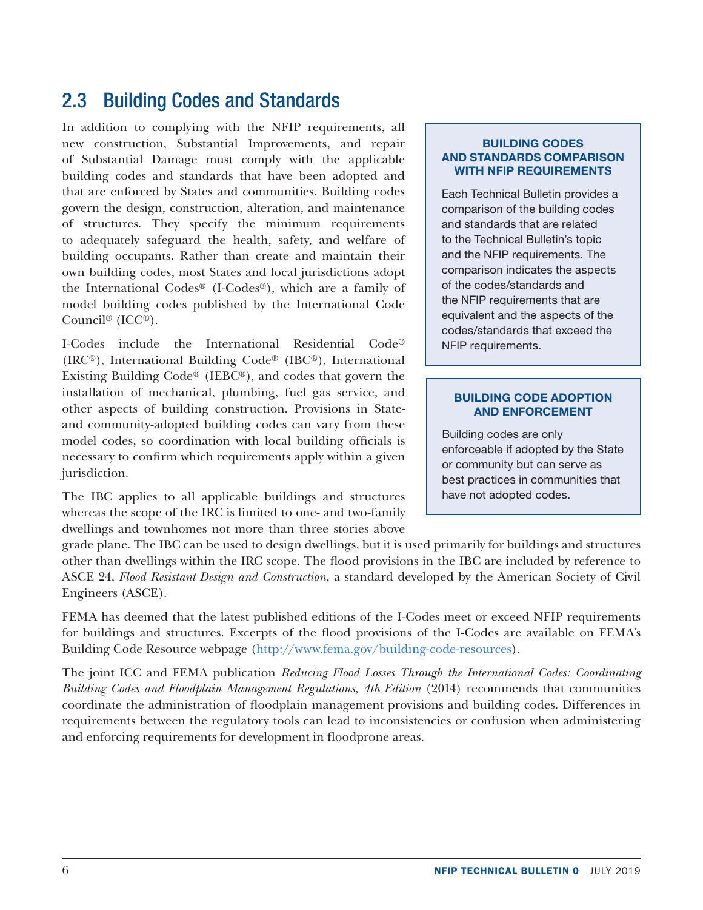## 2.3 Building Codes and Standards

In addition to complying with the NFIP requirements, all new construction, Substantial Improvements, and repair of Substantial Damage must comply with the applicable building codes and standards that have been adopted and that are enforced by States and communities. Building codes govern the design, construction, alteration, and maintenance of structures. They specify the minimum requirements to adequately safeguard the health, safety, and welfare of building occupants. Rather than create and maintain their own building codes, most States and local jurisdictions adopt the International Codes® (I-Codes®), which are a family of model building codes published by the International Code Council® (ICC®).

I-Codes include the International Residential Code® (IRC®), International Building Code® (IBC®), International Existing Building Code® (IEBC®), and codes that govern the installation of mechanical, plumbing, fuel gas service, and other aspects of building construction. Provisions in State- and community-adopted building codes can vary from these model codes, so coordination with local building officials is necessary to confirm which requirements apply within a given jurisdiction.

The IBC applies to all applicable buildings and structures whereas the scope of the IRC is limited to one- and two-family dwellings and townhomes not more than three stories above grade plane. The IBC can be used to design dwellings, but it is used primarily for buildings and structures other than dwellings within the IRC scope. The flood provisions in the IBC are included by reference to ASCE 24, *Flood Resistant Design and Construction,* a standard developed by the American Society of Civil Engineers (ASCE).

FEMA has deemed that the latest published editions of the I-Codes meet or exceed NFIP requirements for buildings and structures. Excerpts of the flood provisions of the I-Codes are available on FEMA's Building Code Resource webpage (http://www.fema.gov/building-code-resources).

The joint ICC and FEMA publication *Reducing Flood Losses Through the International Codes: Coordinating Building Codes and Floodplain Management Regulations, 4th Edition* (2014) recommends that communities coordinate the administration of floodplain management provisions and building codes. Differences in requirements between the regulatory tools can lead to inconsistencies or confusion when administering and enforcing requirements for development in floodprone areas.

> **BUILDING CODES AND STANDARDS COMPARISON WITH NFIP REQUIREMENTS**
>
> Each Technical Bulletin provides a comparison of the building codes and standards that are related to the Technical Bulletin's topic and the NFIP requirements. The comparison indicates the aspects of the codes/standards and the NFIP requirements that are equivalent and the aspects of the codes/standards that exceed the NFIP requirements.

> **BUILDING CODE ADOPTION AND ENFORCEMENT**
>
> Building codes are only enforceable if adopted by the State or community but can serve as best practices in communities that have not adopted codes.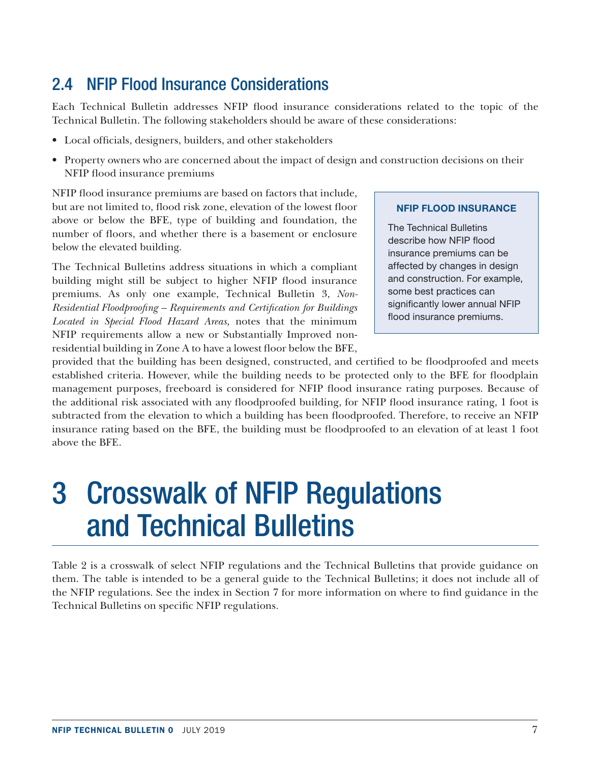## 2.4 NFIP Flood Insurance Considerations

Each Technical Bulletin addresses NFIP flood insurance considerations related to the topic of the Technical Bulletin. The following stakeholders should be aware of these considerations:

- Local officials, designers, builders, and other stakeholders
- Property owners who are concerned about the impact of design and construction decisions on their NFIP flood insurance premiums

NFIP flood insurance premiums are based on factors that include, but are not limited to, flood risk zone, elevation of the lowest floor above or below the BFE, type of building and foundation, the number of floors, and whether there is a basement or enclosure below the elevated building.

> **NFIP FLOOD INSURANCE**
>
> The Technical Bulletins describe how NFIP flood insurance premiums can be affected by changes in design and construction. For example, some best practices can significantly lower annual NFIP flood insurance premiums.

The Technical Bulletins address situations in which a compliant building might still be subject to higher NFIP flood insurance premiums. As only one example, Technical Bulletin 3, *Non-Residential Floodproofing – Requirements and Certification for Buildings Located in Special Flood Hazard Areas,* notes that the minimum NFIP requirements allow a new or Substantially Improved non-residential building in Zone A to have a lowest floor below the BFE, provided that the building has been designed, constructed, and certified to be floodproofed and meets established criteria. However, while the building needs to be protected only to the BFE for floodplain management purposes, freeboard is considered for NFIP flood insurance rating purposes. Because of the additional risk associated with any floodproofed building, for NFIP flood insurance rating, 1 foot is subtracted from the elevation to which a building has been floodproofed. Therefore, to receive an NFIP insurance rating based on the BFE, the building must be floodproofed to an elevation of at least 1 foot above the BFE.

# 3 Crosswalk of NFIP Regulations and Technical Bulletins

Table 2 is a crosswalk of select NFIP regulations and the Technical Bulletins that provide guidance on them. The table is intended to be a general guide to the Technical Bulletins; it does not include all of the NFIP regulations. See the index in Section 7 for more information on where to find guidance in the Technical Bulletins on specific NFIP regulations.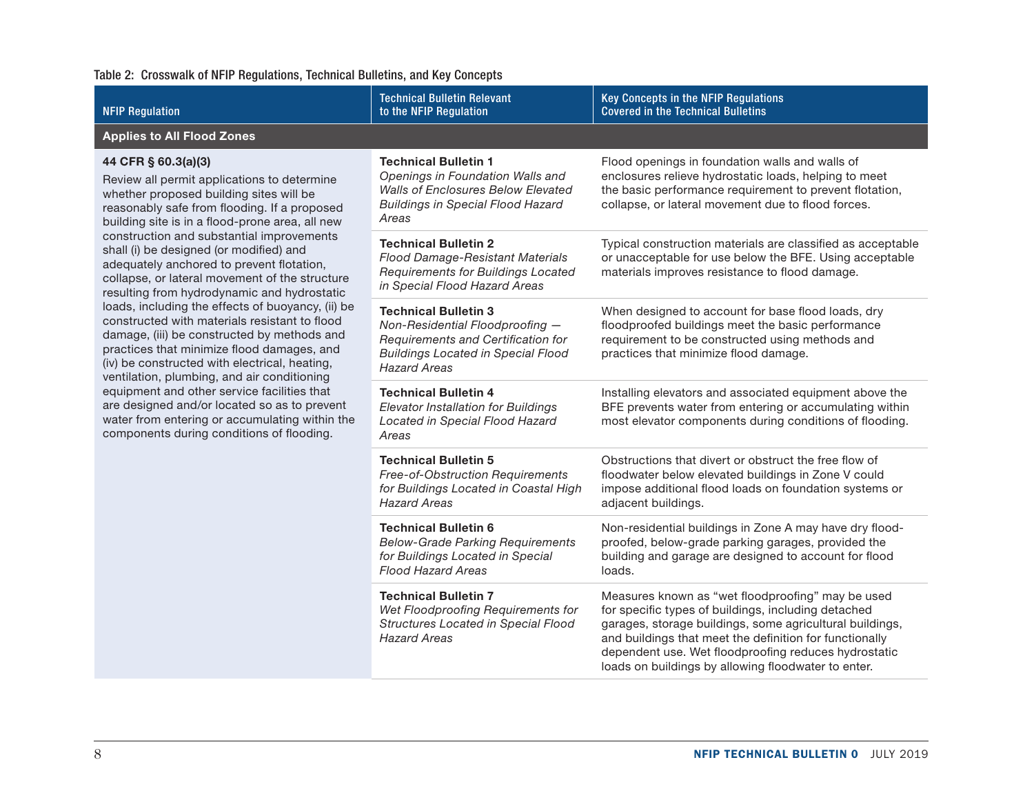Table 2: Crosswalk of NFIP Regulations, Technical Bulletins, and Key Concepts

| NFIP Regulation | Technical Bulletin Relevant to the NFIP Regulation | Key Concepts in the NFIP Regulations Covered in the Technical Bulletins |
|---|---|---|
| **Applies to All Flood Zones** | | |
| **44 CFR § 60.3(a)(3)** Review all permit applications to determine whether proposed building sites will be reasonably safe from flooding. If a proposed building site is in a flood-prone area, all new construction and substantial improvements shall (i) be designed (or modified) and adequately anchored to prevent flotation, collapse, or lateral movement of the structure resulting from hydrodynamic and hydrostatic loads, including the effects of buoyancy, (ii) be constructed with materials resistant to flood damage, (iii) be constructed by methods and practices that minimize flood damages, and (iv) be constructed with electrical, heating, ventilation, plumbing, and air conditioning equipment and other service facilities that are designed and/or located so as to prevent water from entering or accumulating within the components during conditions of flooding. | **Technical Bulletin 1** *Openings in Foundation Walls and Walls of Enclosures Below Elevated Buildings in Special Flood Hazard Areas* | Flood openings in foundation walls and walls of enclosures relieve hydrostatic loads, helping to meet the basic performance requirement to prevent flotation, collapse, or lateral movement due to flood forces. |
| | **Technical Bulletin 2** *Flood Damage-Resistant Materials Requirements for Buildings Located in Special Flood Hazard Areas* | Typical construction materials are classified as acceptable or unacceptable for use below the BFE. Using acceptable materials improves resistance to flood damage. |
| | **Technical Bulletin 3** *Non-Residential Floodproofing — Requirements and Certification for Buildings Located in Special Flood Hazard Areas* | When designed to account for base flood loads, dry floodproofed buildings meet the basic performance requirement to be constructed using methods and practices that minimize flood damage. |
| | **Technical Bulletin 4** *Elevator Installation for Buildings Located in Special Flood Hazard Areas* | Installing elevators and associated equipment above the BFE prevents water from entering or accumulating within most elevator components during conditions of flooding. |
| | **Technical Bulletin 5** *Free-of-Obstruction Requirements for Buildings Located in Coastal High Hazard Areas* | Obstructions that divert or obstruct the free flow of floodwater below elevated buildings in Zone V could impose additional flood loads on foundation systems or adjacent buildings. |
| | **Technical Bulletin 6** *Below-Grade Parking Requirements for Buildings Located in Special Flood Hazard Areas* | Non-residential buildings in Zone A may have dry flood-proofed, below-grade parking garages, provided the building and garage are designed to account for flood loads. |
| | **Technical Bulletin 7** *Wet Floodproofing Requirements for Structures Located in Special Flood Hazard Areas* | Measures known as "wet floodproofing" may be used for specific types of buildings, including detached garages, storage buildings, some agricultural buildings, and buildings that meet the definition for functionally dependent use. Wet floodproofing reduces hydrostatic loads on buildings by allowing floodwater to enter. |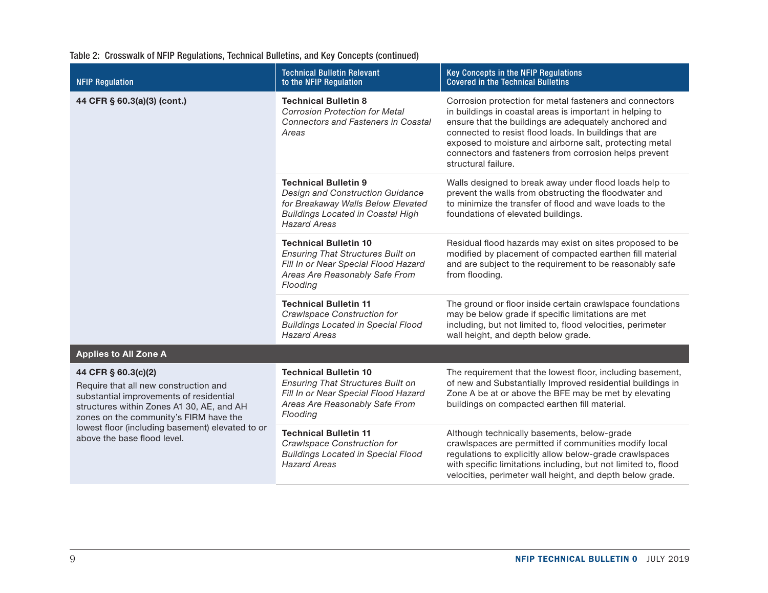Table 2: Crosswalk of NFIP Regulations, Technical Bulletins, and Key Concepts (continued)

| NFIP Regulation | Technical Bulletin Relevant to the NFIP Regulation | Key Concepts in the NFIP Regulations Covered in the Technical Bulletins |
|---|---|---|
| **44 CFR § 60.3(a)(3) (cont.)** | **Technical Bulletin 8** *Corrosion Protection for Metal Connectors and Fasteners in Coastal Areas* | Corrosion protection for metal fasteners and connectors in buildings in coastal areas is important in helping to ensure that the buildings are adequately anchored and connected to resist flood loads. In buildings that are exposed to moisture and airborne salt, protecting metal connectors and fasteners from corrosion helps prevent structural failure. |
| | **Technical Bulletin 9** *Design and Construction Guidance for Breakaway Walls Below Elevated Buildings Located in Coastal High Hazard Areas* | Walls designed to break away under flood loads help to prevent the walls from obstructing the floodwater and to minimize the transfer of flood and wave loads to the foundations of elevated buildings. |
| | **Technical Bulletin 10** *Ensuring That Structures Built on Fill In or Near Special Flood Hazard Areas Are Reasonably Safe From Flooding* | Residual flood hazards may exist on sites proposed to be modified by placement of compacted earthen fill material and are subject to the requirement to be reasonably safe from flooding. |
| | **Technical Bulletin 11** *Crawlspace Construction for Buildings Located in Special Flood Hazard Areas* | The ground or floor inside certain crawlspace foundations may be below grade if specific limitations are met including, but not limited to, flood velocities, perimeter wall height, and depth below grade. |
| **Applies to All Zone A** | | |
| **44 CFR § 60.3(c)(2)** Require that all new construction and substantial improvements of residential structures within Zones A1 30, AE, and AH zones on the community's FIRM have the lowest floor (including basement) elevated to or above the base flood level. | **Technical Bulletin 10** *Ensuring That Structures Built on Fill In or Near Special Flood Hazard Areas Are Reasonably Safe From Flooding* | The requirement that the lowest floor, including basement, of new and Substantially Improved residential buildings in Zone A be at or above the BFE may be met by elevating buildings on compacted earthen fill material. |
| | **Technical Bulletin 11** *Crawlspace Construction for Buildings Located in Special Flood Hazard Areas* | Although technically basements, below-grade crawlspaces are permitted if communities modify local regulations to explicitly allow below-grade crawlspaces with specific limitations including, but not limited to, flood velocities, perimeter wall height, and depth below grade. |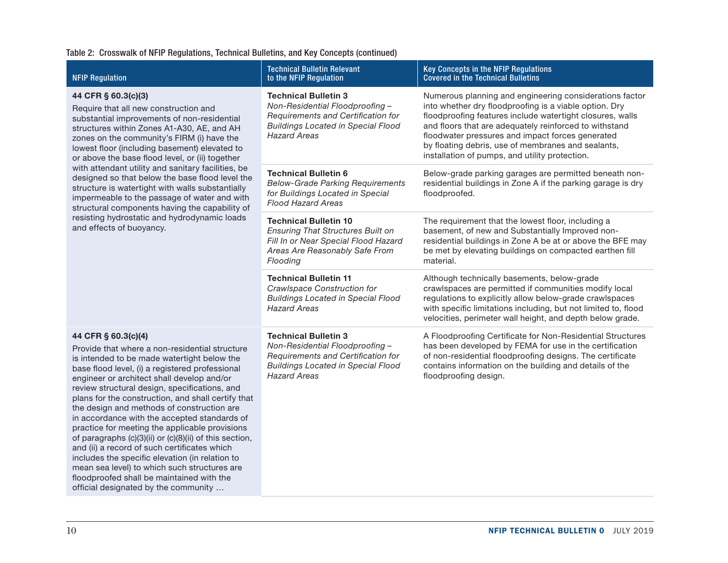Table 2: Crosswalk of NFIP Regulations, Technical Bulletins, and Key Concepts (continued)

| NFIP Regulation | Technical Bulletin Relevant to the NFIP Regulation | Key Concepts in the NFIP Regulations Covered in the Technical Bulletins |
|---|---|---|
| **44 CFR § 60.3(c)(3)** Require that all new construction and substantial improvements of non-residential structures within Zones A1-A30, AE, and AH zones on the community's FIRM (i) have the lowest floor (including basement) elevated to or above the base flood level, or (ii) together with attendant utility and sanitary facilities, be designed so that below the base flood level the structure is watertight with walls substantially impermeable to the passage of water and with structural components having the capability of resisting hydrostatic and hydrodynamic loads and effects of buoyancy. | **Technical Bulletin 3** *Non-Residential Floodproofing – Requirements and Certification for Buildings Located in Special Flood Hazard Areas* | Numerous planning and engineering considerations factor into whether dry floodproofing is a viable option. Dry floodproofing features include watertight closures, walls and floors that are adequately reinforced to withstand floodwater pressures and impact forces generated by floating debris, use of membranes and sealants, installation of pumps, and utility protection. |
| | **Technical Bulletin 6** *Below-Grade Parking Requirements for Buildings Located in Special Flood Hazard Areas* | Below-grade parking garages are permitted beneath non-residential buildings in Zone A if the parking garage is dry floodproofed. |
| | **Technical Bulletin 10** *Ensuring That Structures Built on Fill In or Near Special Flood Hazard Areas Are Reasonably Safe From Flooding* | The requirement that the lowest floor, including a basement, of new and Substantially Improved non-residential buildings in Zone A be at or above the BFE may be met by elevating buildings on compacted earthen fill material. |
| | **Technical Bulletin 11** *Crawlspace Construction for Buildings Located in Special Flood Hazard Areas* | Although technically basements, below-grade crawlspaces are permitted if communities modify local regulations to explicitly allow below-grade crawlspaces with specific limitations including, but not limited to, flood velocities, perimeter wall height, and depth below grade. |
| **44 CFR § 60.3(c)(4)** Provide that where a non-residential structure is intended to be made watertight below the base flood level, (i) a registered professional engineer or architect shall develop and/or review structural design, specifications, and plans for the construction, and shall certify that the design and methods of construction are in accordance with the accepted standards of practice for meeting the applicable provisions of paragraphs (c)(3)(ii) or (c)(8)(ii) of this section, and (ii) a record of such certificates which includes the specific elevation (in relation to mean sea level) to which such structures are floodproofed shall be maintained with the official designated by the community … | **Technical Bulletin 3** *Non-Residential Floodproofing – Requirements and Certification for Buildings Located in Special Flood Hazard Areas* | A Floodproofing Certificate for Non-Residential Structures has been developed by FEMA for use in the certification of non-residential floodproofing designs. The certificate contains information on the building and details of the floodproofing design. |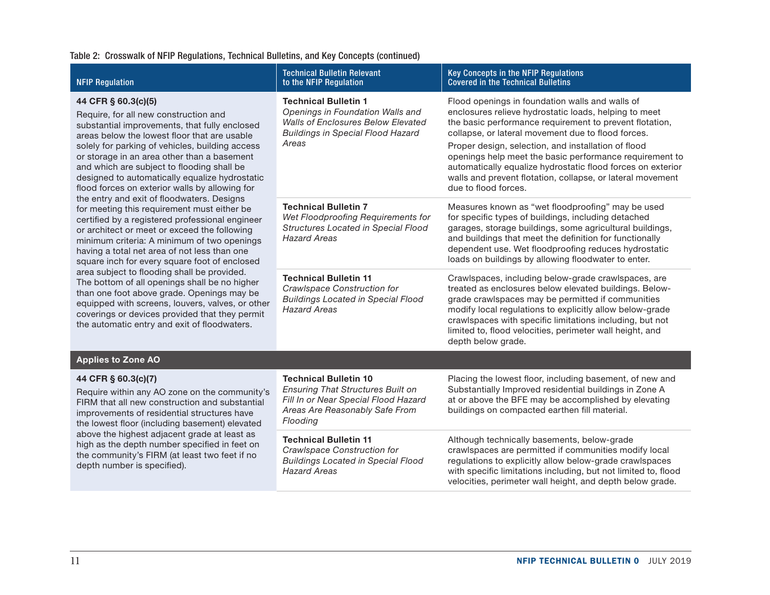Table 2: Crosswalk of NFIP Regulations, Technical Bulletins, and Key Concepts (continued)

| NFIP Regulation | Technical Bulletin Relevant to the NFIP Regulation | Key Concepts in the NFIP Regulations Covered in the Technical Bulletins |
|---|---|---|
| **44 CFR § 60.3(c)(5)**<br>Require, for all new construction and substantial improvements, that fully enclosed areas below the lowest floor that are usable solely for parking of vehicles, building access or storage in an area other than a basement and which are subject to flooding shall be designed to automatically equalize hydrostatic flood forces on exterior walls by allowing for the entry and exit of floodwaters. Designs for meeting this requirement must either be certified by a registered professional engineer or architect or meet or exceed the following minimum criteria: A minimum of two openings having a total net area of not less than one square inch for every square foot of enclosed area subject to flooding shall be provided. The bottom of all openings shall be no higher than one foot above grade. Openings may be equipped with screens, louvers, valves, or other coverings or devices provided that they permit the automatic entry and exit of floodwaters. | **Technical Bulletin 1**<br>*Openings in Foundation Walls and Walls of Enclosures Below Elevated Buildings in Special Flood Hazard Areas* | Flood openings in foundation walls and walls of enclosures relieve hydrostatic loads, helping to meet the basic performance requirement to prevent flotation, collapse, or lateral movement due to flood forces.<br>Proper design, selection, and installation of flood openings help meet the basic performance requirement to automatically equalize hydrostatic flood forces on exterior walls and prevent flotation, collapse, or lateral movement due to flood forces. |
| | **Technical Bulletin 7**<br>*Wet Floodproofing Requirements for Structures Located in Special Flood Hazard Areas* | Measures known as "wet floodproofing" may be used for specific types of buildings, including detached garages, storage buildings, some agricultural buildings, and buildings that meet the definition for functionally dependent use. Wet floodproofing reduces hydrostatic loads on buildings by allowing floodwater to enter. |
| | **Technical Bulletin 11**<br>*Crawlspace Construction for Buildings Located in Special Flood Hazard Areas* | Crawlspaces, including below-grade crawlspaces, are treated as enclosures below elevated buildings. Below-grade crawlspaces may be permitted if communities modify local regulations to explicitly allow below-grade crawlspaces with specific limitations including, but not limited to, flood velocities, perimeter wall height, and depth below grade. |
| **Applies to Zone AO** | | |
| **44 CFR § 60.3(c)(7)**<br>Require within any AO zone on the community's FIRM that all new construction and substantial improvements of residential structures have the lowest floor (including basement) elevated above the highest adjacent grade at least as high as the depth number specified in feet on the community's FIRM (at least two feet if no depth number is specified). | **Technical Bulletin 10**<br>*Ensuring That Structures Built on Fill In or Near Special Flood Hazard Areas Are Reasonably Safe From Flooding* | Placing the lowest floor, including basement, of new and Substantially Improved residential buildings in Zone A at or above the BFE may be accomplished by elevating buildings on compacted earthen fill material. |
| | **Technical Bulletin 11**<br>*Crawlspace Construction for Buildings Located in Special Flood Hazard Areas* | Although technically basements, below-grade crawlspaces are permitted if communities modify local regulations to explicitly allow below-grade crawlspaces with specific limitations including, but not limited to, flood velocities, perimeter wall height, and depth below grade. |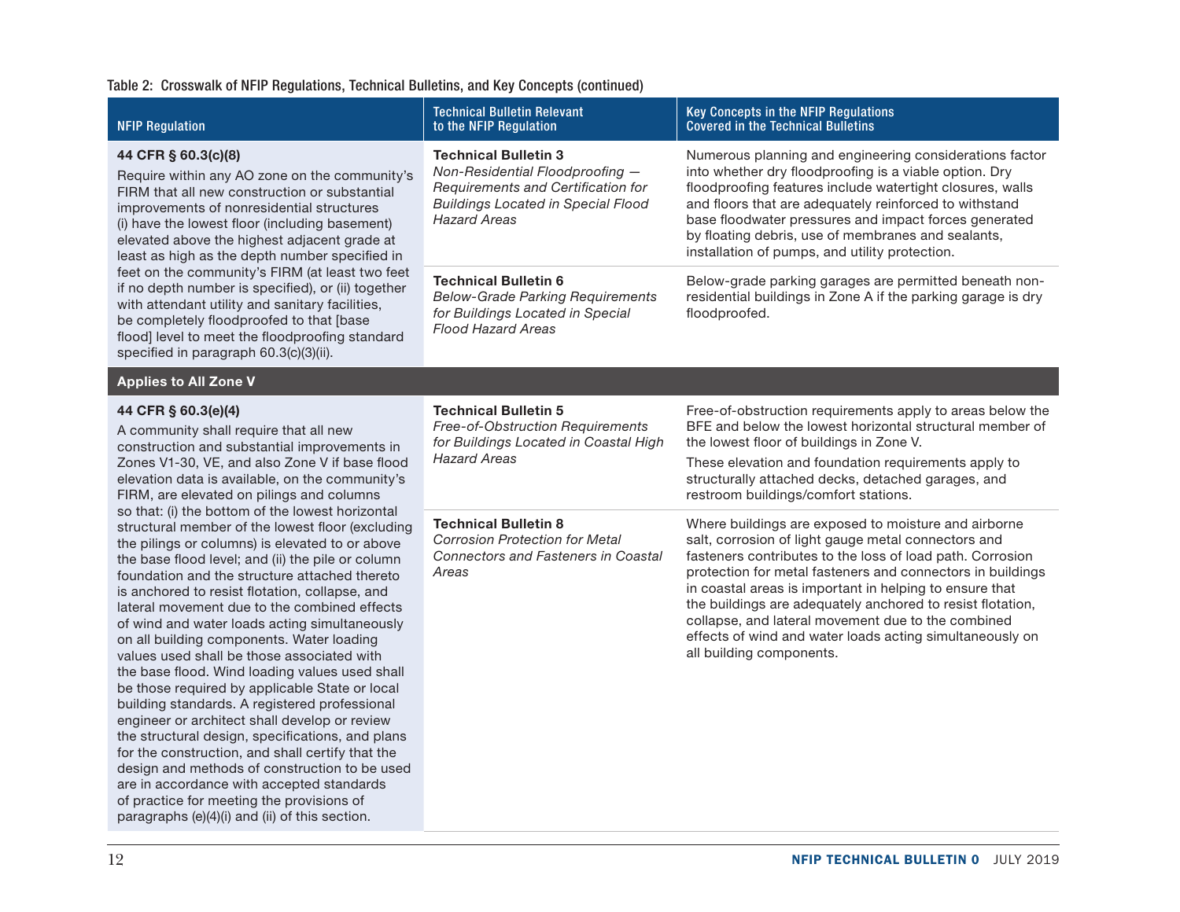Table 2: Crosswalk of NFIP Regulations, Technical Bulletins, and Key Concepts (continued)

| NFIP Regulation | Technical Bulletin Relevant to the NFIP Regulation | Key Concepts in the NFIP Regulations Covered in the Technical Bulletins |
|---|---|---|
| **44 CFR § 60.3(c)(8)**<br>Require within any AO zone on the community's FIRM that all new construction or substantial improvements of nonresidential structures (i) have the lowest floor (including basement) elevated above the highest adjacent grade at least as high as the depth number specified in feet on the community's FIRM (at least two feet if no depth number is specified), or (ii) together with attendant utility and sanitary facilities, be completely floodproofed to that [base flood] level to meet the floodproofing standard specified in paragraph 60.3(c)(3)(ii). | **Technical Bulletin 3**<br>*Non-Residential Floodproofing — Requirements and Certification for Buildings Located in Special Flood Hazard Areas* | Numerous planning and engineering considerations factor into whether dry floodproofing is a viable option. Dry floodproofing features include watertight closures, walls and floors that are adequately reinforced to withstand base floodwater pressures and impact forces generated by floating debris, use of membranes and sealants, installation of pumps, and utility protection. |
| | **Technical Bulletin 6**<br>*Below-Grade Parking Requirements for Buildings Located in Special Flood Hazard Areas* | Below-grade parking garages are permitted beneath non-residential buildings in Zone A if the parking garage is dry floodproofed. |
| **Applies to All Zone V** | | |
| **44 CFR § 60.3(e)(4)**<br>A community shall require that all new construction and substantial improvements in Zones V1-30, VE, and also Zone V if base flood elevation data is available, on the community's FIRM, are elevated on pilings and columns so that: (i) the bottom of the lowest horizontal structural member of the lowest floor (excluding the pilings or columns) is elevated to or above the base flood level; and (ii) the pile or column foundation and the structure attached thereto is anchored to resist flotation, collapse, and lateral movement due to the combined effects of wind and water loads acting simultaneously on all building components. Water loading values used shall be those associated with the base flood. Wind loading values used shall be those required by applicable State or local building standards. A registered professional engineer or architect shall develop or review the structural design, specifications, and plans for the construction, and shall certify that the design and methods of construction to be used are in accordance with accepted standards of practice for meeting the provisions of paragraphs (e)(4)(i) and (ii) of this section. | **Technical Bulletin 5**<br>*Free-of-Obstruction Requirements for Buildings Located in Coastal High Hazard Areas* | Free-of-obstruction requirements apply to areas below the BFE and below the lowest horizontal structural member of the lowest floor of buildings in Zone V.<br>These elevation and foundation requirements apply to structurally attached decks, detached garages, and restroom buildings/comfort stations. |
| | **Technical Bulletin 8**<br>*Corrosion Protection for Metal Connectors and Fasteners in Coastal Areas* | Where buildings are exposed to moisture and airborne salt, corrosion of light gauge metal connectors and fasteners contributes to the loss of load path. Corrosion protection for metal fasteners and connectors in buildings in coastal areas is important in helping to ensure that the buildings are adequately anchored to resist flotation, collapse, and lateral movement due to the combined effects of wind and water loads acting simultaneously on all building components. |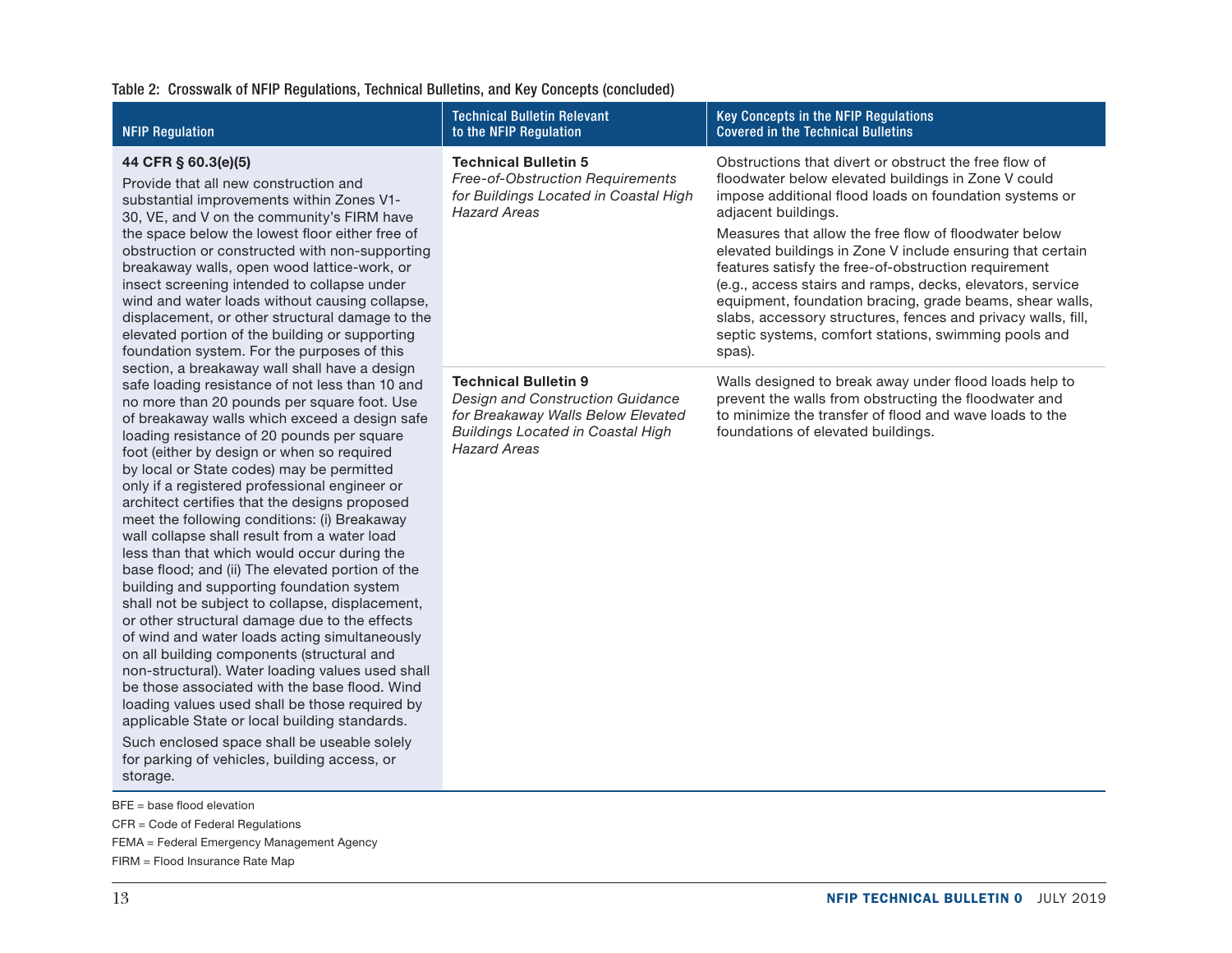Table 2: Crosswalk of NFIP Regulations, Technical Bulletins, and Key Concepts (concluded)

| NFIP Regulation | Technical Bulletin Relevant to the NFIP Regulation | Key Concepts in the NFIP Regulations Covered in the Technical Bulletins |
|---|---|---|
| **44 CFR § 60.3(e)(5)**<br><br>Provide that all new construction and substantial improvements within Zones V1-30, VE, and V on the community's FIRM have the space below the lowest floor either free of obstruction or constructed with non-supporting breakaway walls, open wood lattice-work, or insect screening intended to collapse under wind and water loads without causing collapse, displacement, or other structural damage to the elevated portion of the building or supporting foundation system. For the purposes of this section, a breakaway wall shall have a design safe loading resistance of not less than 10 and no more than 20 pounds per square foot. Use of breakaway walls which exceed a design safe loading resistance of 20 pounds per square foot (either by design or when so required by local or State codes) may be permitted only if a registered professional engineer or architect certifies that the designs proposed meet the following conditions: (i) Breakaway wall collapse shall result from a water load less than that which would occur during the base flood; and (ii) The elevated portion of the building and supporting foundation system shall not be subject to collapse, displacement, or other structural damage due to the effects of wind and water loads acting simultaneously on all building components (structural and non-structural). Water loading values used shall be those associated with the base flood. Wind loading values used shall be those required by applicable State or local building standards.<br><br>Such enclosed space shall be useable solely for parking of vehicles, building access, or storage. | **Technical Bulletin 5**<br>*Free-of-Obstruction Requirements for Buildings Located in Coastal High Hazard Areas* | Obstructions that divert or obstruct the free flow of floodwater below elevated buildings in Zone V could impose additional flood loads on foundation systems or adjacent buildings.<br><br>Measures that allow the free flow of floodwater below elevated buildings in Zone V include ensuring that certain features satisfy the free-of-obstruction requirement (e.g., access stairs and ramps, decks, elevators, service equipment, foundation bracing, grade beams, shear walls, slabs, accessory structures, fences and privacy walls, fill, septic systems, comfort stations, swimming pools and spas). |
| | **Technical Bulletin 9**<br>*Design and Construction Guidance for Breakaway Walls Below Elevated Buildings Located in Coastal High Hazard Areas* | Walls designed to break away under flood loads help to prevent the walls from obstructing the floodwater and to minimize the transfer of flood and wave loads to the foundations of elevated buildings. |

BFE = base flood elevation

CFR = Code of Federal Regulations

FEMA = Federal Emergency Management Agency

FIRM = Flood Insurance Rate Map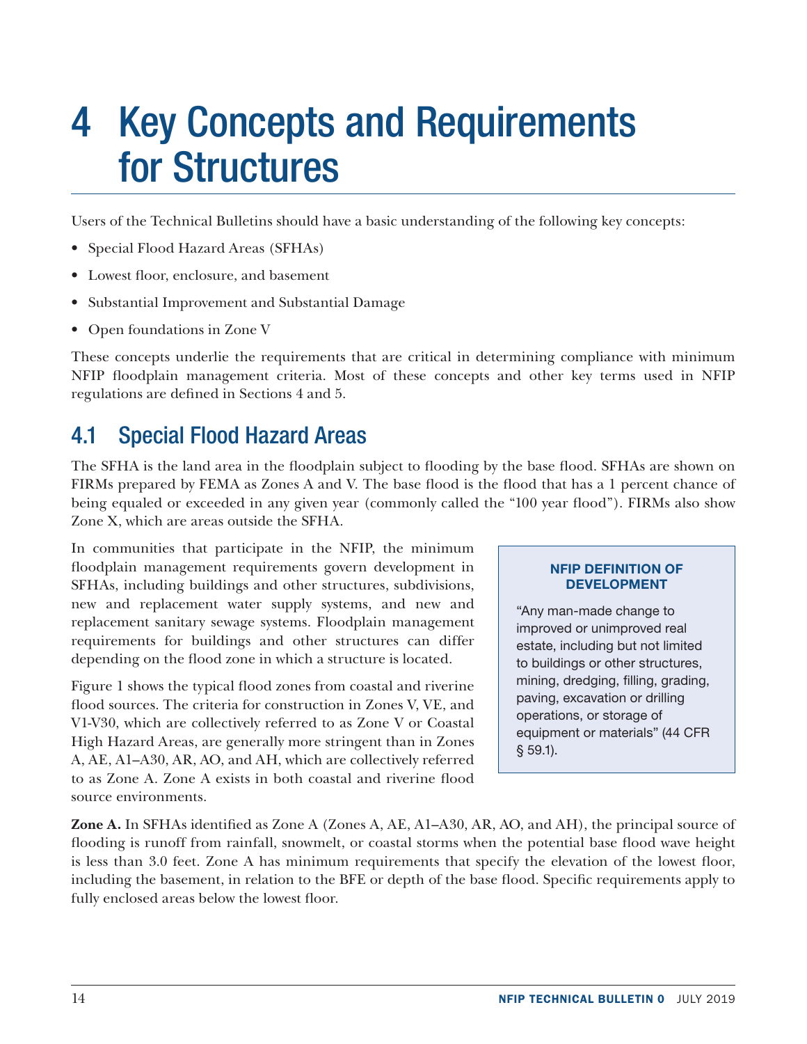# 4 Key Concepts and Requirements for Structures

Users of the Technical Bulletins should have a basic understanding of the following key concepts:

- Special Flood Hazard Areas (SFHAs)
- Lowest floor, enclosure, and basement
- Substantial Improvement and Substantial Damage
- Open foundations in Zone V

These concepts underlie the requirements that are critical in determining compliance with minimum NFIP floodplain management criteria. Most of these concepts and other key terms used in NFIP regulations are defined in Sections 4 and 5.

## 4.1 Special Flood Hazard Areas

The SFHA is the land area in the floodplain subject to flooding by the base flood. SFHAs are shown on FIRMs prepared by FEMA as Zones A and V. The base flood is the flood that has a 1 percent chance of being equaled or exceeded in any given year (commonly called the "100 year flood"). FIRMs also show Zone X, which are areas outside the SFHA.

In communities that participate in the NFIP, the minimum floodplain management requirements govern development in SFHAs, including buildings and other structures, subdivisions, new and replacement water supply systems, and new and replacement sanitary sewage systems. Floodplain management requirements for buildings and other structures can differ depending on the flood zone in which a structure is located.

> **NFIP DEFINITION OF DEVELOPMENT**
>
> "Any man-made change to improved or unimproved real estate, including but not limited to buildings or other structures, mining, dredging, filling, grading, paving, excavation or drilling operations, or storage of equipment or materials" (44 CFR § 59.1).

Figure 1 shows the typical flood zones from coastal and riverine flood sources. The criteria for construction in Zones V, VE, and V1-V30, which are collectively referred to as Zone V or Coastal High Hazard Areas, are generally more stringent than in Zones A, AE, A1–A30, AR, AO, and AH, which are collectively referred to as Zone A. Zone A exists in both coastal and riverine flood source environments.

**Zone A.** In SFHAs identified as Zone A (Zones A, AE, A1–A30, AR, AO, and AH), the principal source of flooding is runoff from rainfall, snowmelt, or coastal storms when the potential base flood wave height is less than 3.0 feet. Zone A has minimum requirements that specify the elevation of the lowest floor, including the basement, in relation to the BFE or depth of the base flood. Specific requirements apply to fully enclosed areas below the lowest floor.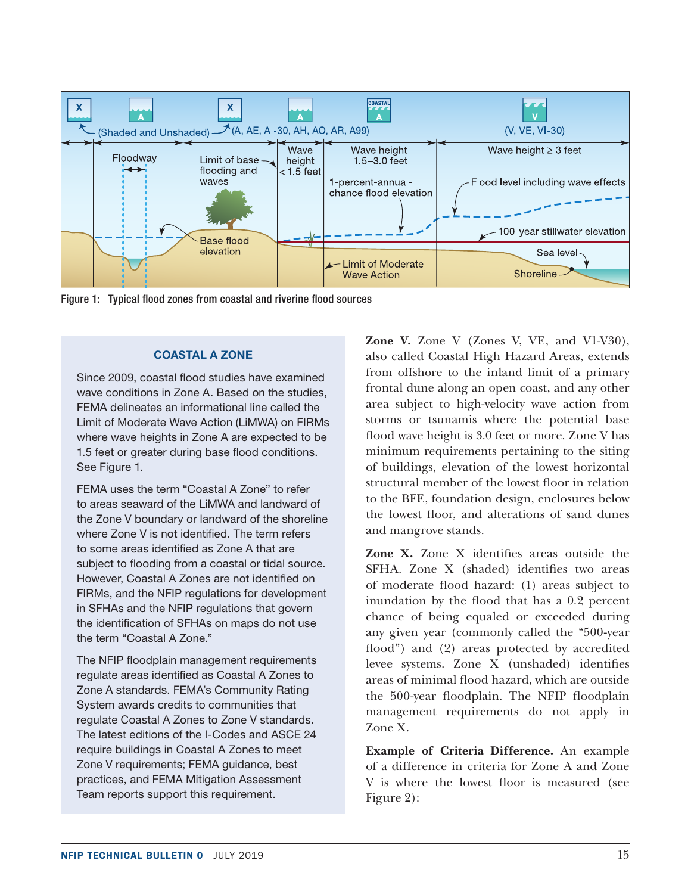Figure 1: Typical flood zones from coastal and riverine flood sources

### COASTAL A ZONE

Since 2009, coastal flood studies have examined wave conditions in Zone A. Based on the studies, FEMA delineates an informational line called the Limit of Moderate Wave Action (LiMWA) on FIRMs where wave heights in Zone A are expected to be 1.5 feet or greater during base flood conditions. See Figure 1.

FEMA uses the term "Coastal A Zone" to refer to areas seaward of the LiMWA and landward of the Zone V boundary or landward of the shoreline where Zone V is not identified. The term refers to some areas identified as Zone A that are subject to flooding from a coastal or tidal source. However, Coastal A Zones are not identified on FIRMs, and the NFIP regulations for development in SFHAs and the NFIP regulations that govern the identification of SFHAs on maps do not use the term "Coastal A Zone."

The NFIP floodplain management requirements regulate areas identified as Coastal A Zones to Zone A standards. FEMA's Community Rating System awards credits to communities that regulate Coastal A Zones to Zone V standards. The latest editions of the I-Codes and ASCE 24 require buildings in Coastal A Zones to meet Zone V requirements; FEMA guidance, best practices, and FEMA Mitigation Assessment Team reports support this requirement.

**Zone V.** Zone V (Zones V, VE, and V1-V30), also called Coastal High Hazard Areas, extends from offshore to the inland limit of a primary frontal dune along an open coast, and any other area subject to high-velocity wave action from storms or tsunamis where the potential base flood wave height is 3.0 feet or more. Zone V has minimum requirements pertaining to the siting of buildings, elevation of the lowest horizontal structural member of the lowest floor in relation to the BFE, foundation design, enclosures below the lowest floor, and alterations of sand dunes and mangrove stands.

**Zone X.** Zone X identifies areas outside the SFHA. Zone X (shaded) identifies two areas of moderate flood hazard: (1) areas subject to inundation by the flood that has a 0.2 percent chance of being equaled or exceeded during any given year (commonly called the "500-year flood") and (2) areas protected by accredited levee systems. Zone X (unshaded) identifies areas of minimal flood hazard, which are outside the 500-year floodplain. The NFIP floodplain management requirements do not apply in Zone X.

**Example of Criteria Difference.** An example of a difference in criteria for Zone A and Zone V is where the lowest floor is measured (see Figure 2):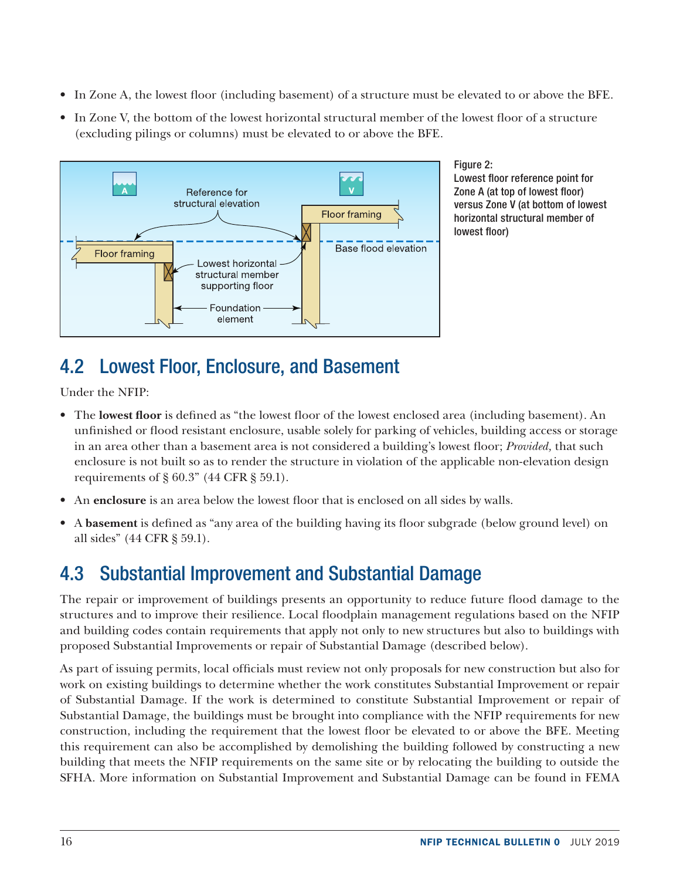- In Zone A, the lowest floor (including basement) of a structure must be elevated to or above the BFE.
- In Zone V, the bottom of the lowest horizontal structural member of the lowest floor of a structure (excluding pilings or columns) must be elevated to or above the BFE.

Figure 2: Lowest floor reference point for Zone A (at top of lowest floor) versus Zone V (at bottom of lowest horizontal structural member of lowest floor)

## 4.2 Lowest Floor, Enclosure, and Basement

Under the NFIP:

- The **lowest floor** is defined as "the lowest floor of the lowest enclosed area (including basement). An unfinished or flood resistant enclosure, usable solely for parking of vehicles, building access or storage in an area other than a basement area is not considered a building's lowest floor; *Provided,* that such enclosure is not built so as to render the structure in violation of the applicable non-elevation design requirements of § 60.3" (44 CFR § 59.1).
- An **enclosure** is an area below the lowest floor that is enclosed on all sides by walls.
- A **basement** is defined as "any area of the building having its floor subgrade (below ground level) on all sides" (44 CFR § 59.1).

## 4.3 Substantial Improvement and Substantial Damage

The repair or improvement of buildings presents an opportunity to reduce future flood damage to the structures and to improve their resilience. Local floodplain management regulations based on the NFIP and building codes contain requirements that apply not only to new structures but also to buildings with proposed Substantial Improvements or repair of Substantial Damage (described below).

As part of issuing permits, local officials must review not only proposals for new construction but also for work on existing buildings to determine whether the work constitutes Substantial Improvement or repair of Substantial Damage. If the work is determined to constitute Substantial Improvement or repair of Substantial Damage, the buildings must be brought into compliance with the NFIP requirements for new construction, including the requirement that the lowest floor be elevated to or above the BFE. Meeting this requirement can also be accomplished by demolishing the building followed by constructing a new building that meets the NFIP requirements on the same site or by relocating the building to outside the SFHA. More information on Substantial Improvement and Substantial Damage can be found in FEMA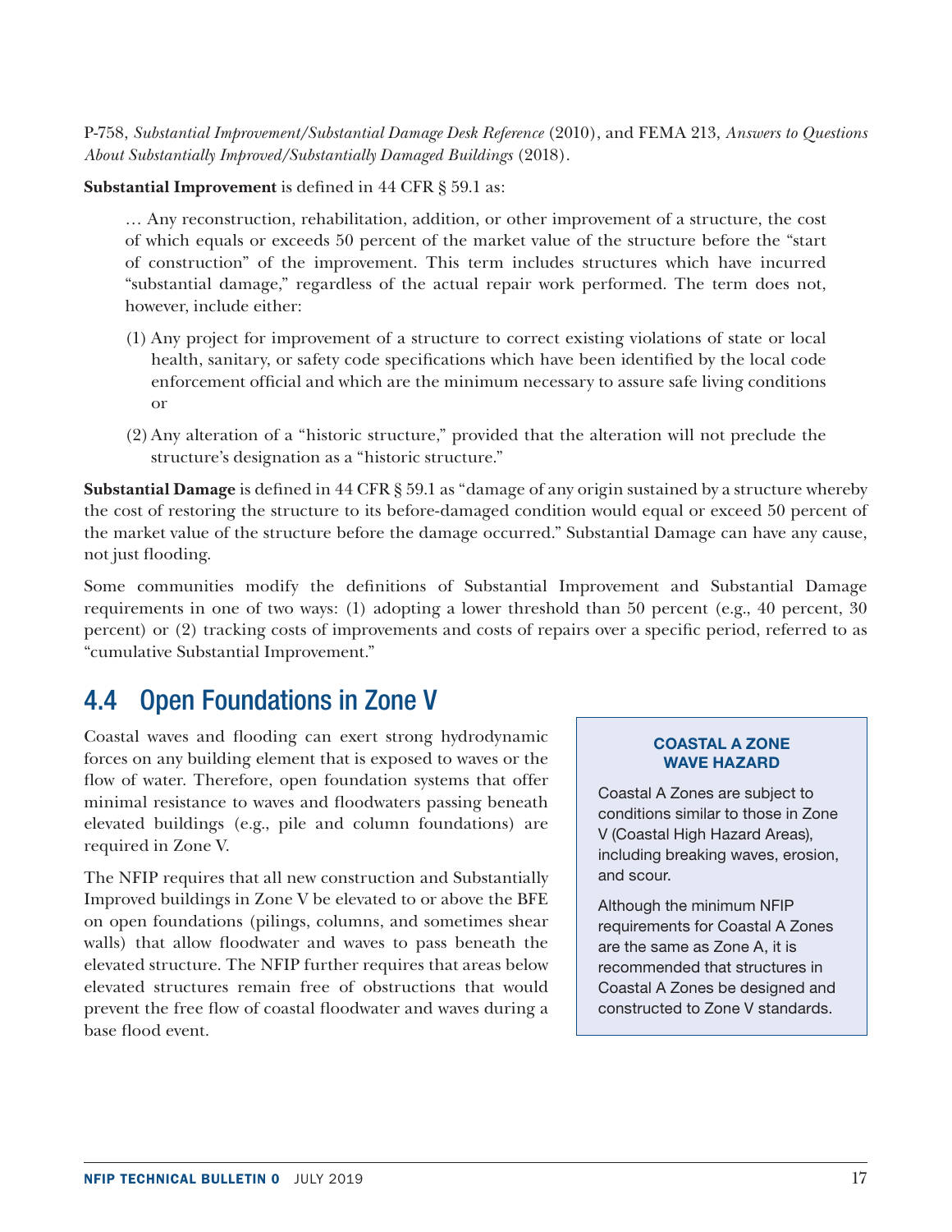P-758, *Substantial Improvement/Substantial Damage Desk Reference* (2010), and FEMA 213, *Answers to Questions About Substantially Improved/Substantially Damaged Buildings* (2018).

**Substantial Improvement** is defined in 44 CFR § 59.1 as:

> … Any reconstruction, rehabilitation, addition, or other improvement of a structure, the cost of which equals or exceeds 50 percent of the market value of the structure before the "start of construction" of the improvement. This term includes structures which have incurred "substantial damage," regardless of the actual repair work performed. The term does not, however, include either:
>
> (1) Any project for improvement of a structure to correct existing violations of state or local health, sanitary, or safety code specifications which have been identified by the local code enforcement official and which are the minimum necessary to assure safe living conditions or
>
> (2) Any alteration of a "historic structure," provided that the alteration will not preclude the structure's designation as a "historic structure."

**Substantial Damage** is defined in 44 CFR § 59.1 as "damage of any origin sustained by a structure whereby the cost of restoring the structure to its before-damaged condition would equal or exceed 50 percent of the market value of the structure before the damage occurred." Substantial Damage can have any cause, not just flooding.

Some communities modify the definitions of Substantial Improvement and Substantial Damage requirements in one of two ways: (1) adopting a lower threshold than 50 percent (e.g., 40 percent, 30 percent) or (2) tracking costs of improvements and costs of repairs over a specific period, referred to as "cumulative Substantial Improvement."

## 4.4 Open Foundations in Zone V

Coastal waves and flooding can exert strong hydrodynamic forces on any building element that is exposed to waves or the flow of water. Therefore, open foundation systems that offer minimal resistance to waves and floodwaters passing beneath elevated buildings (e.g., pile and column foundations) are required in Zone V.

The NFIP requires that all new construction and Substantially Improved buildings in Zone V be elevated to or above the BFE on open foundations (pilings, columns, and sometimes shear walls) that allow floodwater and waves to pass beneath the elevated structure. The NFIP further requires that areas below elevated structures remain free of obstructions that would prevent the free flow of coastal floodwater and waves during a base flood event.

**COASTAL A ZONE WAVE HAZARD**

Coastal A Zones are subject to conditions similar to those in Zone V (Coastal High Hazard Areas), including breaking waves, erosion, and scour.

Although the minimum NFIP requirements for Coastal A Zones are the same as Zone A, it is recommended that structures in Coastal A Zones be designed and constructed to Zone V standards.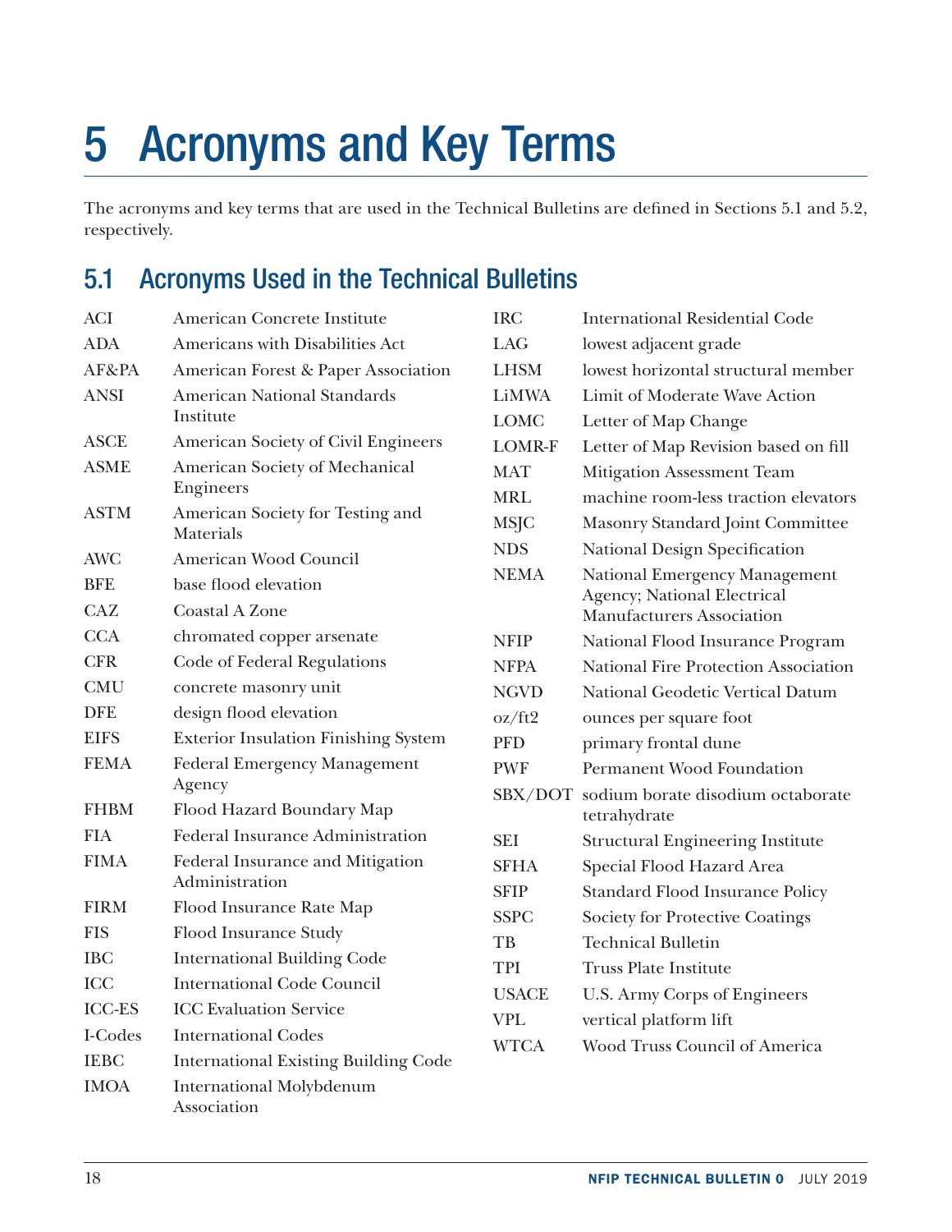# 5 Acronyms and Key Terms

The acronyms and key terms that are used in the Technical Bulletins are defined in Sections 5.1 and 5.2, respectively.

## 5.1 Acronyms Used in the Technical Bulletins

| Acronym | Definition |
|---|---|
| ACI | American Concrete Institute |
| ADA | Americans with Disabilities Act |
| AF&PA | American Forest & Paper Association |
| ANSI | American National Standards Institute |
| ASCE | American Society of Civil Engineers |
| ASME | American Society of Mechanical Engineers |
| ASTM | American Society for Testing and Materials |
| AWC | American Wood Council |
| BFE | base flood elevation |
| CAZ | Coastal A Zone |
| CCA | chromated copper arsenate |
| CFR | Code of Federal Regulations |
| CMU | concrete masonry unit |
| DFE | design flood elevation |
| EIFS | Exterior Insulation Finishing System |
| FEMA | Federal Emergency Management Agency |
| FHBM | Flood Hazard Boundary Map |
| FIA | Federal Insurance Administration |
| FIMA | Federal Insurance and Mitigation Administration |
| FIRM | Flood Insurance Rate Map |
| FIS | Flood Insurance Study |
| IBC | International Building Code |
| ICC | International Code Council |
| ICC-ES | ICC Evaluation Service |
| I-Codes | International Codes |
| IEBC | International Existing Building Code |
| IMOA | International Molybdenum Association |
| IRC | International Residential Code |
| LAG | lowest adjacent grade |
| LHSM | lowest horizontal structural member |
| LiMWA | Limit of Moderate Wave Action |
| LOMC | Letter of Map Change |
| LOMR-F | Letter of Map Revision based on fill |
| MAT | Mitigation Assessment Team |
| MRL | machine room-less traction elevators |
| MSJC | Masonry Standard Joint Committee |
| NDS | National Design Specification |
| NEMA | National Emergency Management Agency; National Electrical Manufacturers Association |
| NFIP | National Flood Insurance Program |
| NFPA | National Fire Protection Association |
| NGVD | National Geodetic Vertical Datum |
| oz/ft2 | ounces per square foot |
| PFD | primary frontal dune |
| PWF | Permanent Wood Foundation |
| SBX/DOT | sodium borate disodium octaborate tetrahydrate |
| SEI | Structural Engineering Institute |
| SFHA | Special Flood Hazard Area |
| SFIP | Standard Flood Insurance Policy |
| SSPC | Society for Protective Coatings |
| TB | Technical Bulletin |
| TPI | Truss Plate Institute |
| USACE | U.S. Army Corps of Engineers |
| VPL | vertical platform lift |
| WTCA | Wood Truss Council of America |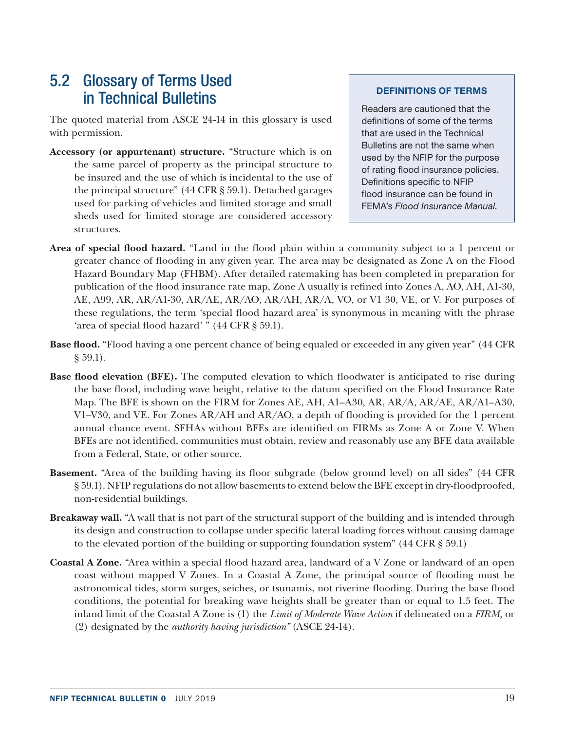## 5.2 Glossary of Terms Used in Technical Bulletins

> **DEFINITIONS OF TERMS**
>
> Readers are cautioned that the definitions of some of the terms that are used in the Technical Bulletins are not the same when used by the NFIP for the purpose of rating flood insurance policies. Definitions specific to NFIP flood insurance can be found in FEMA's *Flood Insurance Manual*.

The quoted material from ASCE 24-14 in this glossary is used with permission.

**Accessory (or appurtenant) structure.** "Structure which is on the same parcel of property as the principal structure to be insured and the use of which is incidental to the use of the principal structure" (44 CFR § 59.1). Detached garages used for parking of vehicles and limited storage and small sheds used for limited storage are considered accessory structures.

**Area of special flood hazard.** "Land in the flood plain within a community subject to a 1 percent or greater chance of flooding in any given year. The area may be designated as Zone A on the Flood Hazard Boundary Map (FHBM). After detailed ratemaking has been completed in preparation for publication of the flood insurance rate map, Zone A usually is refined into Zones A, AO, AH, A1-30, AE, A99, AR, AR/A1-30, AR/AE, AR/AO, AR/AH, AR/A, VO, or V1 30, VE, or V. For purposes of these regulations, the term 'special flood hazard area' is synonymous in meaning with the phrase 'area of special flood hazard' " (44 CFR § 59.1).

**Base flood.** "Flood having a one percent chance of being equaled or exceeded in any given year" (44 CFR § 59.1).

**Base flood elevation (BFE).** The computed elevation to which floodwater is anticipated to rise during the base flood, including wave height, relative to the datum specified on the Flood Insurance Rate Map. The BFE is shown on the FIRM for Zones AE, AH, A1–A30, AR, AR/A, AR/AE, AR/A1–A30, V1–V30, and VE. For Zones AR/AH and AR/AO, a depth of flooding is provided for the 1 percent annual chance event. SFHAs without BFEs are identified on FIRMs as Zone A or Zone V. When BFEs are not identified, communities must obtain, review and reasonably use any BFE data available from a Federal, State, or other source.

**Basement.** "Area of the building having its floor subgrade (below ground level) on all sides" (44 CFR § 59.1). NFIP regulations do not allow basements to extend below the BFE except in dry-floodproofed, non-residential buildings.

**Breakaway wall.** "A wall that is not part of the structural support of the building and is intended through its design and construction to collapse under specific lateral loading forces without causing damage to the elevated portion of the building or supporting foundation system" (44 CFR § 59.1)

**Coastal A Zone.** "Area within a special flood hazard area, landward of a V Zone or landward of an open coast without mapped V Zones. In a Coastal A Zone, the principal source of flooding must be astronomical tides, storm surges, seiches, or tsunamis, not riverine flooding. During the base flood conditions, the potential for breaking wave heights shall be greater than or equal to 1.5 feet. The inland limit of the Coastal A Zone is (1) the *Limit of Moderate Wave Action* if delineated on a *FIRM,* or (2) designated by the *authority having jurisdiction"* (ASCE 24-14).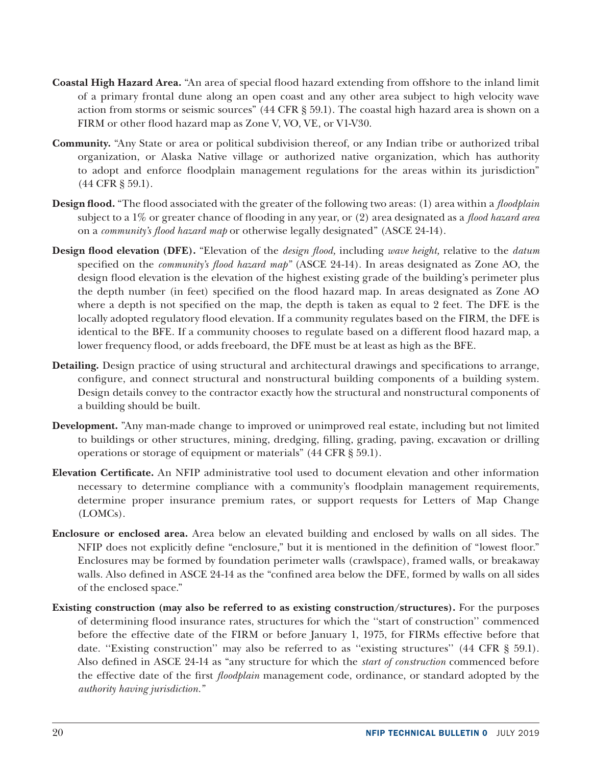**Coastal High Hazard Area.** "An area of special flood hazard extending from offshore to the inland limit of a primary frontal dune along an open coast and any other area subject to high velocity wave action from storms or seismic sources" (44 CFR § 59.1). The coastal high hazard area is shown on a FIRM or other flood hazard map as Zone V, VO, VE, or V1-V30.

**Community.** "Any State or area or political subdivision thereof, or any Indian tribe or authorized tribal organization, or Alaska Native village or authorized native organization, which has authority to adopt and enforce floodplain management regulations for the areas within its jurisdiction" (44 CFR § 59.1).

**Design flood.** "The flood associated with the greater of the following two areas: (1) area within a *floodplain* subject to a 1% or greater chance of flooding in any year, or (2) area designated as a *flood hazard area* on a *community's flood hazard map* or otherwise legally designated" (ASCE 24-14).

**Design flood elevation (DFE).** "Elevation of the *design flood,* including *wave height,* relative to the *datum* specified on the *community's flood hazard map*" (ASCE 24-14). In areas designated as Zone AO, the design flood elevation is the elevation of the highest existing grade of the building's perimeter plus the depth number (in feet) specified on the flood hazard map. In areas designated as Zone AO where a depth is not specified on the map, the depth is taken as equal to 2 feet. The DFE is the locally adopted regulatory flood elevation. If a community regulates based on the FIRM, the DFE is identical to the BFE. If a community chooses to regulate based on a different flood hazard map, a lower frequency flood, or adds freeboard, the DFE must be at least as high as the BFE.

**Detailing.** Design practice of using structural and architectural drawings and specifications to arrange, configure, and connect structural and nonstructural building components of a building system. Design details convey to the contractor exactly how the structural and nonstructural components of a building should be built.

**Development.** "Any man-made change to improved or unimproved real estate, including but not limited to buildings or other structures, mining, dredging, filling, grading, paving, excavation or drilling operations or storage of equipment or materials" (44 CFR § 59.1).

**Elevation Certificate.** An NFIP administrative tool used to document elevation and other information necessary to determine compliance with a community's floodplain management requirements, determine proper insurance premium rates, or support requests for Letters of Map Change (LOMCs).

**Enclosure or enclosed area.** Area below an elevated building and enclosed by walls on all sides. The NFIP does not explicitly define "enclosure," but it is mentioned in the definition of "lowest floor." Enclosures may be formed by foundation perimeter walls (crawlspace), framed walls, or breakaway walls. Also defined in ASCE 24-14 as the "confined area below the DFE, formed by walls on all sides of the enclosed space."

**Existing construction (may also be referred to as existing construction/structures).** For the purposes of determining flood insurance rates, structures for which the ''start of construction'' commenced before the effective date of the FIRM or before January 1, 1975, for FIRMs effective before that date. ''Existing construction'' may also be referred to as ''existing structures'' (44 CFR § 59.1). Also defined in ASCE 24-14 as "any structure for which the *start of construction* commenced before the effective date of the first *floodplain* management code, ordinance, or standard adopted by the *authority having jurisdiction."*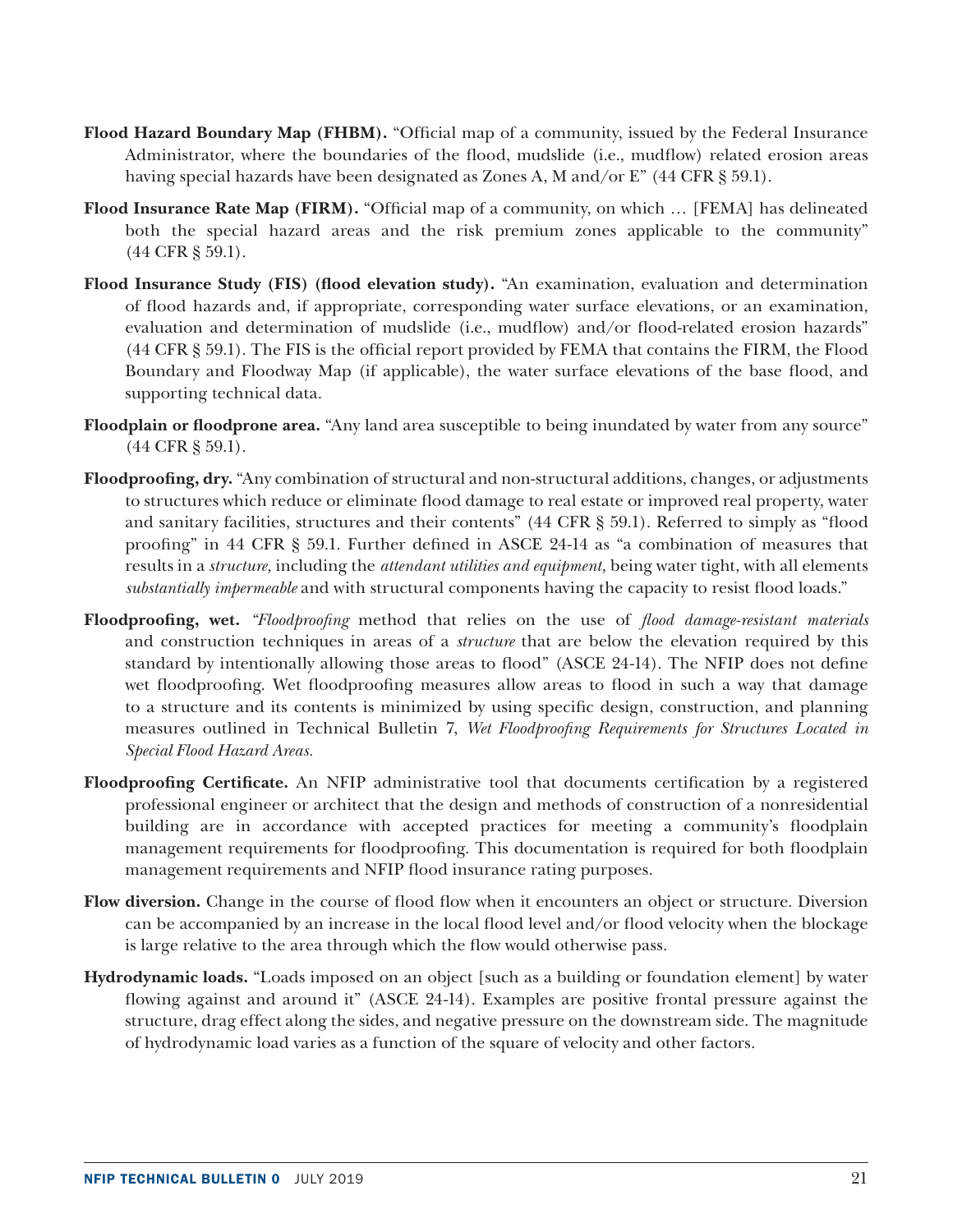**Flood Hazard Boundary Map (FHBM).** "Official map of a community, issued by the Federal Insurance Administrator, where the boundaries of the flood, mudslide (i.e., mudflow) related erosion areas having special hazards have been designated as Zones A, M and/or E" (44 CFR § 59.1).

**Flood Insurance Rate Map (FIRM).** "Official map of a community, on which … [FEMA] has delineated both the special hazard areas and the risk premium zones applicable to the community" (44 CFR § 59.1).

**Flood Insurance Study (FIS) (flood elevation study).** "An examination, evaluation and determination of flood hazards and, if appropriate, corresponding water surface elevations, or an examination, evaluation and determination of mudslide (i.e., mudflow) and/or flood-related erosion hazards" (44 CFR § 59.1). The FIS is the official report provided by FEMA that contains the FIRM, the Flood Boundary and Floodway Map (if applicable), the water surface elevations of the base flood, and supporting technical data.

**Floodplain or floodprone area.** "Any land area susceptible to being inundated by water from any source" (44 CFR § 59.1).

**Floodproofing, dry.** "Any combination of structural and non-structural additions, changes, or adjustments to structures which reduce or eliminate flood damage to real estate or improved real property, water and sanitary facilities, structures and their contents" (44 CFR § 59.1). Referred to simply as "flood proofing" in 44 CFR § 59.1. Further defined in ASCE 24-14 as "a combination of measures that results in a *structure,* including the *attendant utilities and equipment,* being water tight, with all elements *substantially impermeable* and with structural components having the capacity to resist flood loads."

**Floodproofing, wet.** "*Floodproofing* method that relies on the use of *flood damage-resistant materials* and construction techniques in areas of a *structure* that are below the elevation required by this standard by intentionally allowing those areas to flood" (ASCE 24-14). The NFIP does not define wet floodproofing. Wet floodproofing measures allow areas to flood in such a way that damage to a structure and its contents is minimized by using specific design, construction, and planning measures outlined in Technical Bulletin 7, *Wet Floodproofing Requirements for Structures Located in Special Flood Hazard Areas.*

**Floodproofing Certificate.** An NFIP administrative tool that documents certification by a registered professional engineer or architect that the design and methods of construction of a nonresidential building are in accordance with accepted practices for meeting a community's floodplain management requirements for floodproofing. This documentation is required for both floodplain management requirements and NFIP flood insurance rating purposes.

**Flow diversion.** Change in the course of flood flow when it encounters an object or structure. Diversion can be accompanied by an increase in the local flood level and/or flood velocity when the blockage is large relative to the area through which the flow would otherwise pass.

**Hydrodynamic loads.** "Loads imposed on an object [such as a building or foundation element] by water flowing against and around it" (ASCE 24-14). Examples are positive frontal pressure against the structure, drag effect along the sides, and negative pressure on the downstream side. The magnitude of hydrodynamic load varies as a function of the square of velocity and other factors.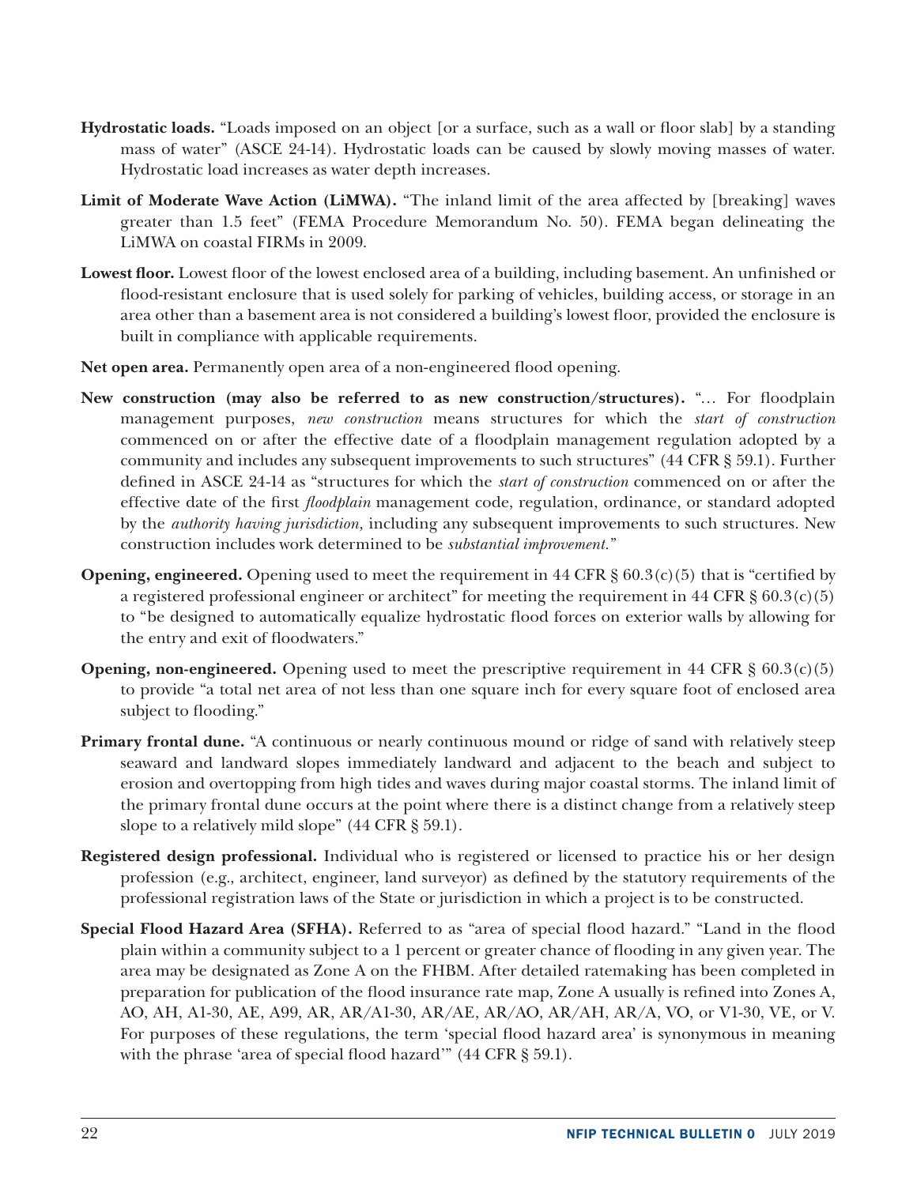**Hydrostatic loads.** "Loads imposed on an object [or a surface, such as a wall or floor slab] by a standing mass of water" (ASCE 24-14). Hydrostatic loads can be caused by slowly moving masses of water. Hydrostatic load increases as water depth increases.

**Limit of Moderate Wave Action (LiMWA).** "The inland limit of the area affected by [breaking] waves greater than 1.5 feet" (FEMA Procedure Memorandum No. 50). FEMA began delineating the LiMWA on coastal FIRMs in 2009.

**Lowest floor.** Lowest floor of the lowest enclosed area of a building, including basement. An unfinished or flood-resistant enclosure that is used solely for parking of vehicles, building access, or storage in an area other than a basement area is not considered a building's lowest floor, provided the enclosure is built in compliance with applicable requirements.

**Net open area.** Permanently open area of a non-engineered flood opening.

**New construction (may also be referred to as new construction/structures).** "… For floodplain management purposes, *new construction* means structures for which the *start of construction* commenced on or after the effective date of a floodplain management regulation adopted by a community and includes any subsequent improvements to such structures" (44 CFR § 59.1). Further defined in ASCE 24-14 as "structures for which the *start of construction* commenced on or after the effective date of the first *floodplain* management code, regulation, ordinance, or standard adopted by the *authority having jurisdiction,* including any subsequent improvements to such structures. New construction includes work determined to be *substantial improvement.*"

**Opening, engineered.** Opening used to meet the requirement in 44 CFR § 60.3(c)(5) that is "certified by a registered professional engineer or architect" for meeting the requirement in 44 CFR § 60.3(c)(5) to "be designed to automatically equalize hydrostatic flood forces on exterior walls by allowing for the entry and exit of floodwaters."

**Opening, non-engineered.** Opening used to meet the prescriptive requirement in 44 CFR § 60.3(c)(5) to provide "a total net area of not less than one square inch for every square foot of enclosed area subject to flooding."

**Primary frontal dune.** "A continuous or nearly continuous mound or ridge of sand with relatively steep seaward and landward slopes immediately landward and adjacent to the beach and subject to erosion and overtopping from high tides and waves during major coastal storms. The inland limit of the primary frontal dune occurs at the point where there is a distinct change from a relatively steep slope to a relatively mild slope" (44 CFR § 59.1).

**Registered design professional.** Individual who is registered or licensed to practice his or her design profession (e.g., architect, engineer, land surveyor) as defined by the statutory requirements of the professional registration laws of the State or jurisdiction in which a project is to be constructed.

**Special Flood Hazard Area (SFHA).** Referred to as "area of special flood hazard." "Land in the flood plain within a community subject to a 1 percent or greater chance of flooding in any given year. The area may be designated as Zone A on the FHBM. After detailed ratemaking has been completed in preparation for publication of the flood insurance rate map, Zone A usually is refined into Zones A, AO, AH, A1-30, AE, A99, AR, AR/A1-30, AR/AE, AR/AO, AR/AH, AR/A, VO, or V1-30, VE, or V. For purposes of these regulations, the term 'special flood hazard area' is synonymous in meaning with the phrase 'area of special flood hazard'" (44 CFR § 59.1).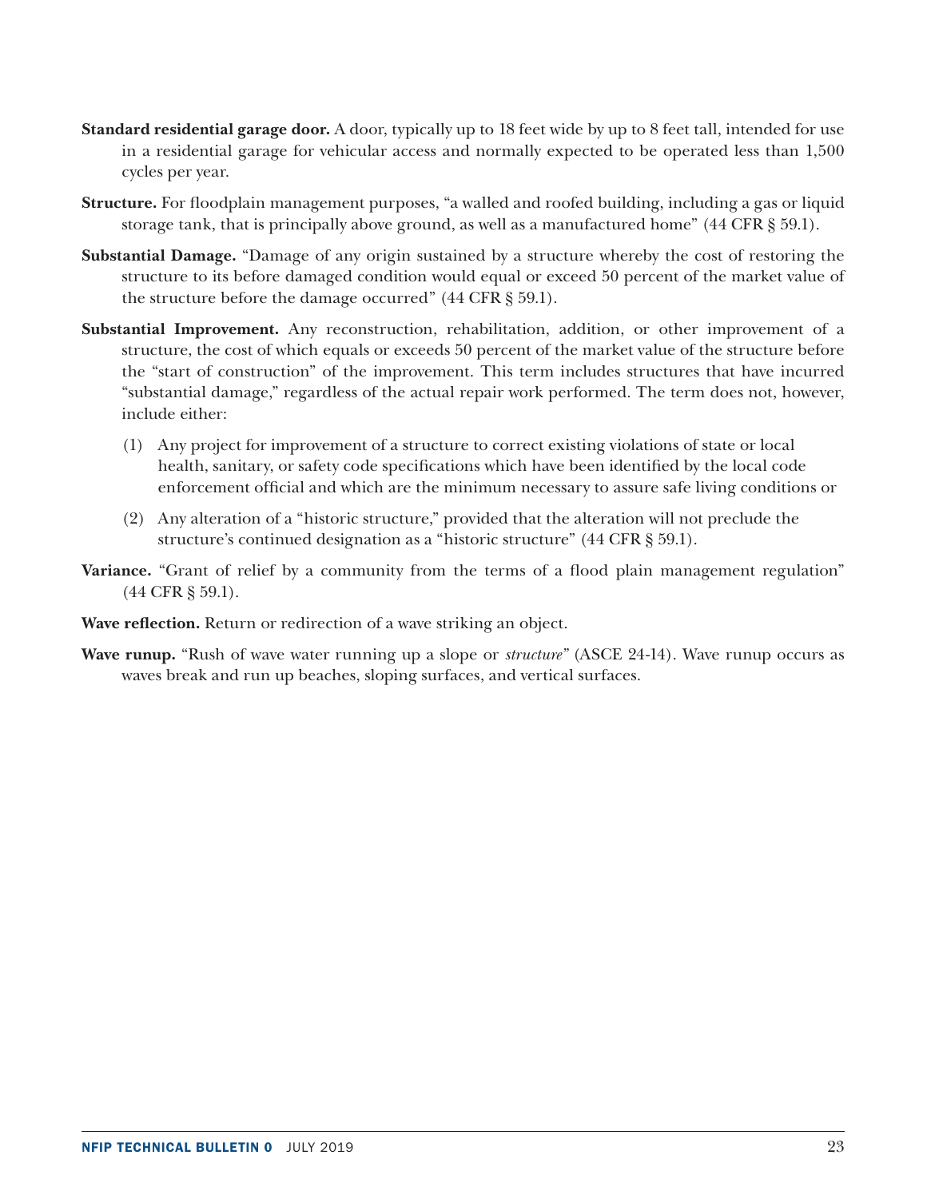**Standard residential garage door.** A door, typically up to 18 feet wide by up to 8 feet tall, intended for use in a residential garage for vehicular access and normally expected to be operated less than 1,500 cycles per year.

**Structure.** For floodplain management purposes, "a walled and roofed building, including a gas or liquid storage tank, that is principally above ground, as well as a manufactured home" (44 CFR § 59.1).

**Substantial Damage.** "Damage of any origin sustained by a structure whereby the cost of restoring the structure to its before damaged condition would equal or exceed 50 percent of the market value of the structure before the damage occurred" (44 CFR § 59.1).

**Substantial Improvement.** Any reconstruction, rehabilitation, addition, or other improvement of a structure, the cost of which equals or exceeds 50 percent of the market value of the structure before the "start of construction" of the improvement. This term includes structures that have incurred "substantial damage," regardless of the actual repair work performed. The term does not, however, include either:

(1) Any project for improvement of a structure to correct existing violations of state or local health, sanitary, or safety code specifications which have been identified by the local code enforcement official and which are the minimum necessary to assure safe living conditions or

(2) Any alteration of a "historic structure," provided that the alteration will not preclude the structure's continued designation as a "historic structure" (44 CFR § 59.1).

**Variance.** "Grant of relief by a community from the terms of a flood plain management regulation" (44 CFR § 59.1).

**Wave reflection.** Return or redirection of a wave striking an object.

**Wave runup.** "Rush of wave water running up a slope or *structure*" (ASCE 24-14). Wave runup occurs as waves break and run up beaches, sloping surfaces, and vertical surfaces.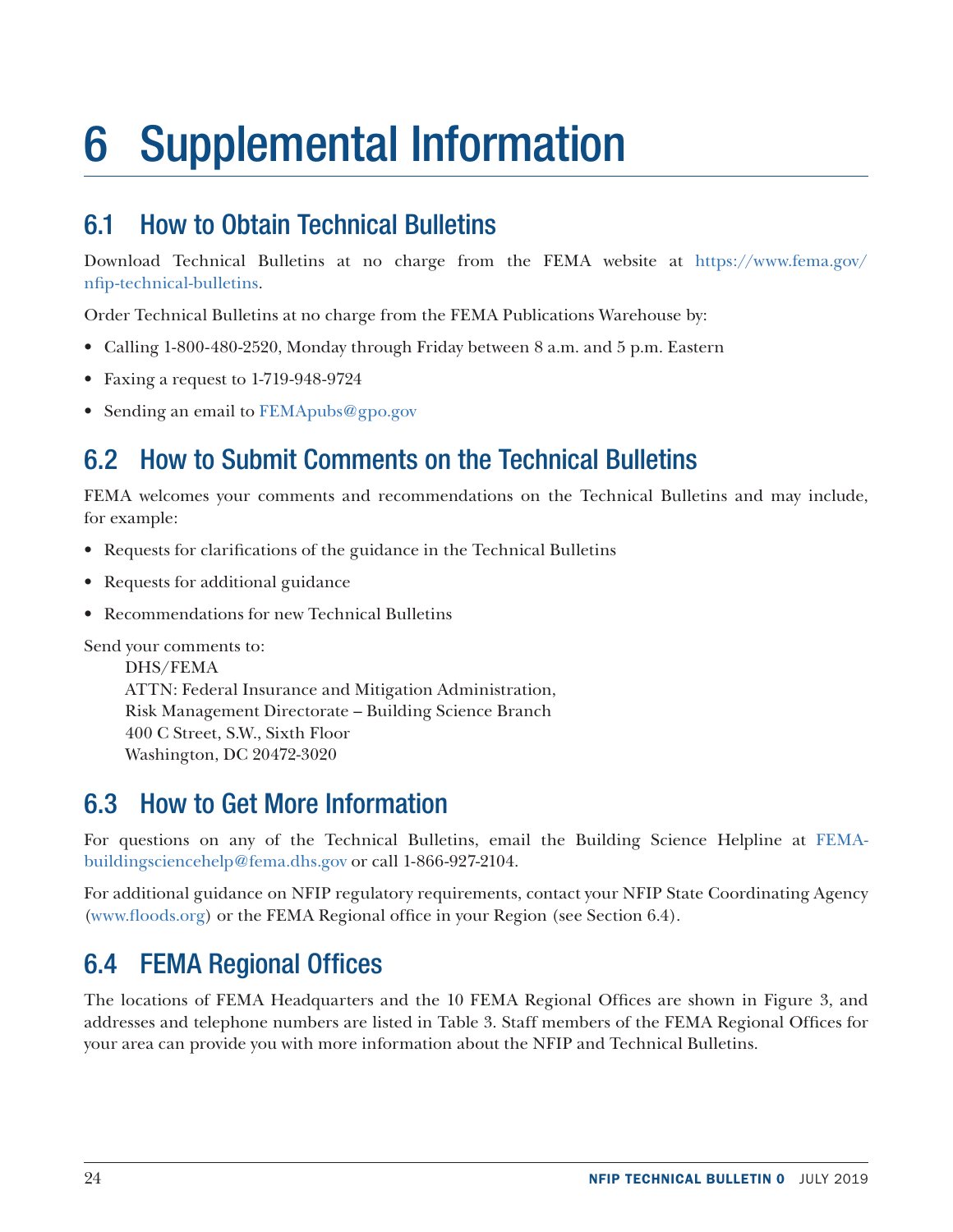# 6 Supplemental Information

## 6.1 How to Obtain Technical Bulletins

Download Technical Bulletins at no charge from the FEMA website at https://www.fema.gov/nfip-technical-bulletins.

Order Technical Bulletins at no charge from the FEMA Publications Warehouse by:

- Calling 1-800-480-2520, Monday through Friday between 8 a.m. and 5 p.m. Eastern
- Faxing a request to 1-719-948-9724
- Sending an email to FEMApubs@gpo.gov

## 6.2 How to Submit Comments on the Technical Bulletins

FEMA welcomes your comments and recommendations on the Technical Bulletins and may include, for example:

- Requests for clarifications of the guidance in the Technical Bulletins
- Requests for additional guidance
- Recommendations for new Technical Bulletins

Send your comments to:

DHS/FEMA
ATTN: Federal Insurance and Mitigation Administration,
Risk Management Directorate – Building Science Branch
400 C Street, S.W., Sixth Floor
Washington, DC 20472-3020

## 6.3 How to Get More Information

For questions on any of the Technical Bulletins, email the Building Science Helpline at FEMA-buildingsciencehelp@fema.dhs.gov or call 1-866-927-2104.

For additional guidance on NFIP regulatory requirements, contact your NFIP State Coordinating Agency (www.floods.org) or the FEMA Regional office in your Region (see Section 6.4).

## 6.4 FEMA Regional Offices

The locations of FEMA Headquarters and the 10 FEMA Regional Offices are shown in Figure 3, and addresses and telephone numbers are listed in Table 3. Staff members of the FEMA Regional Offices for your area can provide you with more information about the NFIP and Technical Bulletins.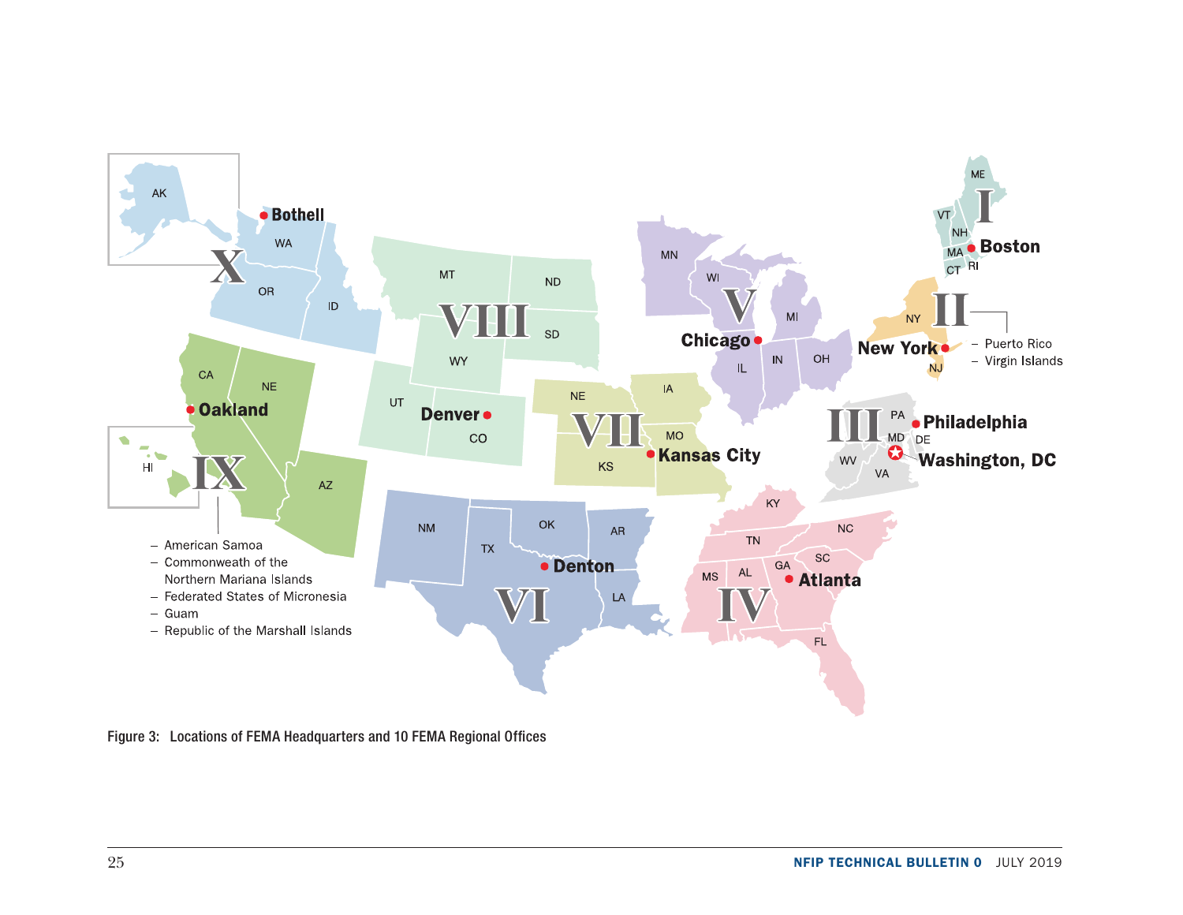Figure 3: Locations of FEMA Headquarters and 10 FEMA Regional Offices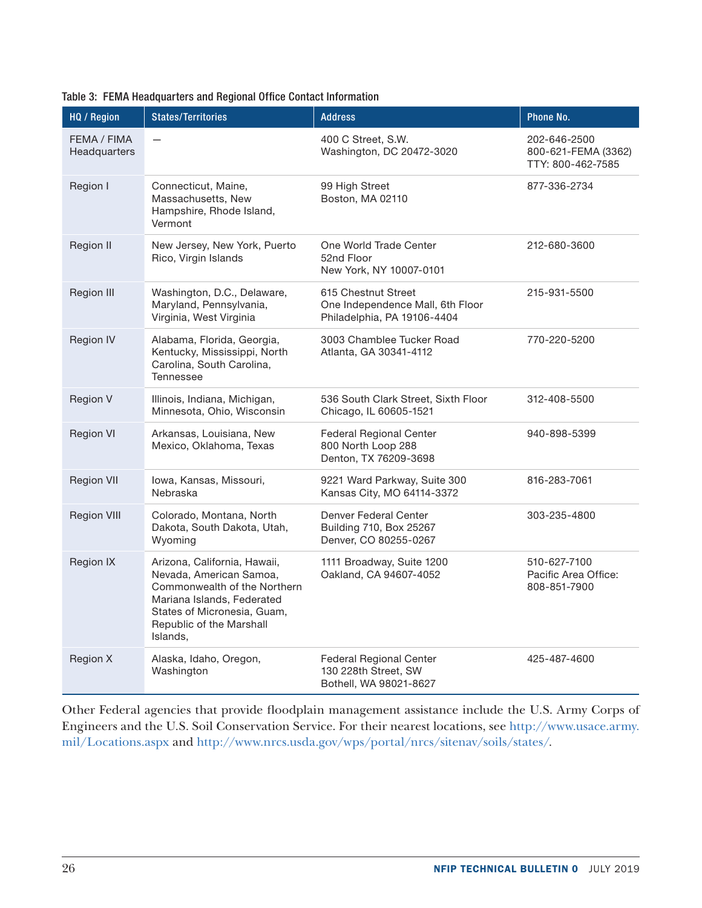Table 3: FEMA Headquarters and Regional Office Contact Information

| HQ / Region | States/Territories | Address | Phone No. |
|---|---|---|---|
| FEMA / FIMA Headquarters | — | 400 C Street, S.W.<br>Washington, DC 20472-3020 | 202-646-2500<br>800-621-FEMA (3362)<br>TTY: 800-462-7585 |
| Region I | Connecticut, Maine, Massachusetts, New Hampshire, Rhode Island, Vermont | 99 High Street<br>Boston, MA 02110 | 877-336-2734 |
| Region II | New Jersey, New York, Puerto Rico, Virgin Islands | One World Trade Center<br>52nd Floor<br>New York, NY 10007-0101 | 212-680-3600 |
| Region III | Washington, D.C., Delaware, Maryland, Pennsylvania, Virginia, West Virginia | 615 Chestnut Street<br>One Independence Mall, 6th Floor<br>Philadelphia, PA 19106-4404 | 215-931-5500 |
| Region IV | Alabama, Florida, Georgia, Kentucky, Mississippi, North Carolina, South Carolina, Tennessee | 3003 Chamblee Tucker Road<br>Atlanta, GA 30341-4112 | 770-220-5200 |
| Region V | Illinois, Indiana, Michigan, Minnesota, Ohio, Wisconsin | 536 South Clark Street, Sixth Floor<br>Chicago, IL 60605-1521 | 312-408-5500 |
| Region VI | Arkansas, Louisiana, New Mexico, Oklahoma, Texas | Federal Regional Center<br>800 North Loop 288<br>Denton, TX 76209-3698 | 940-898-5399 |
| Region VII | Iowa, Kansas, Missouri, Nebraska | 9221 Ward Parkway, Suite 300<br>Kansas City, MO 64114-3372 | 816-283-7061 |
| Region VIII | Colorado, Montana, North Dakota, South Dakota, Utah, Wyoming | Denver Federal Center<br>Building 710, Box 25267<br>Denver, CO 80255-0267 | 303-235-4800 |
| Region IX | Arizona, California, Hawaii, Nevada, American Samoa, Commonwealth of the Northern Mariana Islands, Federated States of Micronesia, Guam, Republic of the Marshall Islands, | 1111 Broadway, Suite 1200<br>Oakland, CA 94607-4052 | 510-627-7100<br>Pacific Area Office:<br>808-851-7900 |
| Region X | Alaska, Idaho, Oregon, Washington | Federal Regional Center<br>130 228th Street, SW<br>Bothell, WA 98021-8627 | 425-487-4600 |

Other Federal agencies that provide floodplain management assistance include the U.S. Army Corps of Engineers and the U.S. Soil Conservation Service. For their nearest locations, see http://www.usace.army.mil/Locations.aspx and http://www.nrcs.usda.gov/wps/portal/nrcs/sitenav/soils/states/.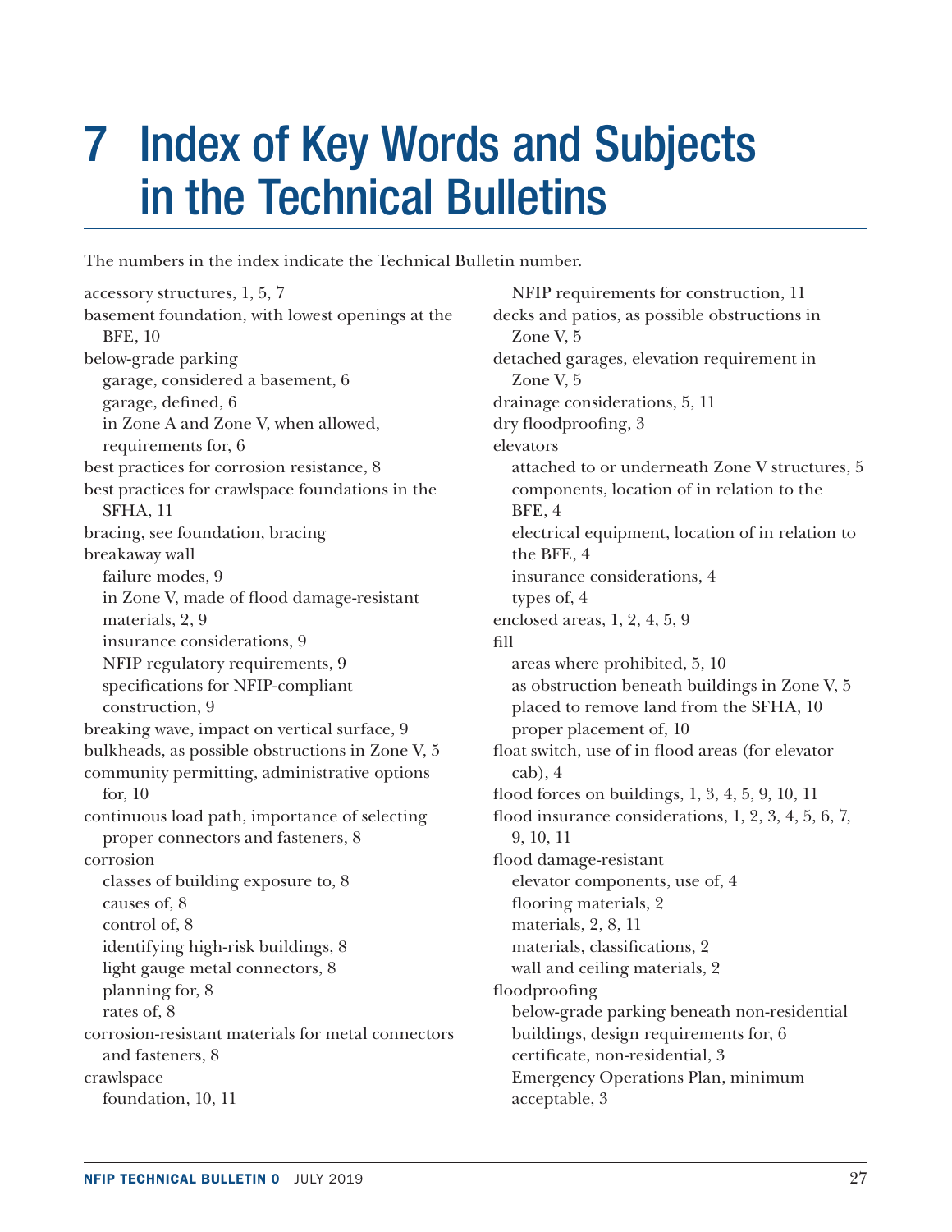# 7 Index of Key Words and Subjects in the Technical Bulletins

The numbers in the index indicate the Technical Bulletin number.

accessory structures, 1, 5, 7
basement foundation, with lowest openings at the BFE, 10
below-grade parking
- garage, considered a basement, 6
- garage, defined, 6
- in Zone A and Zone V, when allowed, requirements for, 6

best practices for corrosion resistance, 8
best practices for crawlspace foundations in the SFHA, 11
bracing, see foundation, bracing
breakaway wall
- failure modes, 9
- in Zone V, made of flood damage-resistant materials, 2, 9
- insurance considerations, 9
- NFIP regulatory requirements, 9
- specifications for NFIP-compliant construction, 9

breaking wave, impact on vertical surface, 9
bulkheads, as possible obstructions in Zone V, 5
community permitting, administrative options for, 10
continuous load path, importance of selecting proper connectors and fasteners, 8
corrosion
- classes of building exposure to, 8
- causes of, 8
- control of, 8
- identifying high-risk buildings, 8
- light gauge metal connectors, 8
- planning for, 8
- rates of, 8

corrosion-resistant materials for metal connectors and fasteners, 8
crawlspace
- foundation, 10, 11
- NFIP requirements for construction, 11

decks and patios, as possible obstructions in Zone V, 5
detached garages, elevation requirement in Zone V, 5
drainage considerations, 5, 11
dry floodproofing, 3
elevators
- attached to or underneath Zone V structures, 5
- components, location of in relation to the BFE, 4
- electrical equipment, location of in relation to the BFE, 4
- insurance considerations, 4
- types of, 4

enclosed areas, 1, 2, 4, 5, 9
fill
- areas where prohibited, 5, 10
- as obstruction beneath buildings in Zone V, 5
- placed to remove land from the SFHA, 10
- proper placement of, 10

float switch, use of in flood areas (for elevator cab), 4
flood forces on buildings, 1, 3, 4, 5, 9, 10, 11
flood insurance considerations, 1, 2, 3, 4, 5, 6, 7, 9, 10, 11
flood damage-resistant
- elevator components, use of, 4
- flooring materials, 2
- materials, 2, 8, 11
- materials, classifications, 2
- wall and ceiling materials, 2

floodproofing
- below-grade parking beneath non-residential buildings, design requirements for, 6
- certificate, non-residential, 3
- Emergency Operations Plan, minimum acceptable, 3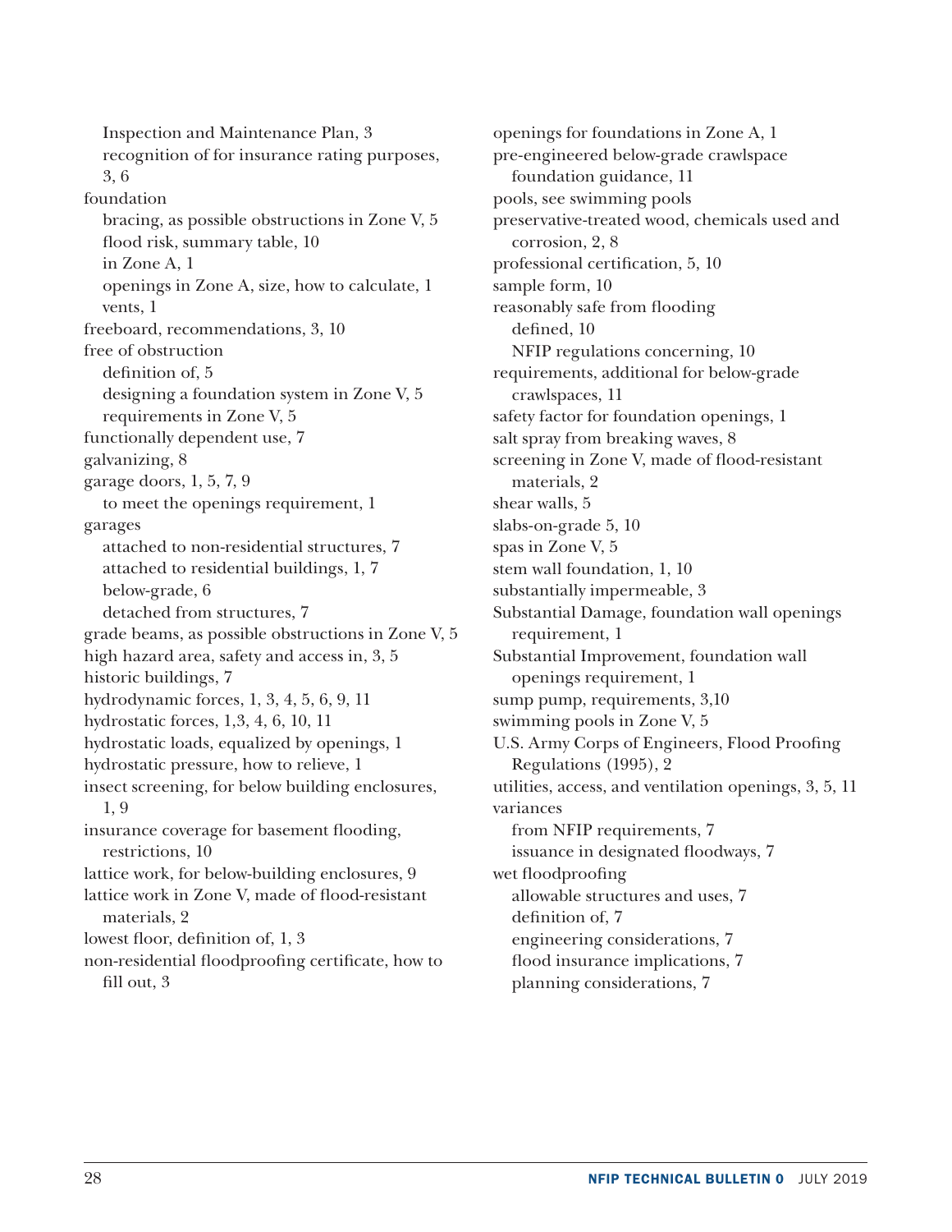Inspection and Maintenance Plan, 3
recognition of for insurance rating purposes, 3, 6

foundation
- bracing, as possible obstructions in Zone V, 5
- flood risk, summary table, 10
- in Zone A, 1
- openings in Zone A, size, how to calculate, 1
- vents, 1

freeboard, recommendations, 3, 10

free of obstruction
- definition of, 5
- designing a foundation system in Zone V, 5
- requirements in Zone V, 5

functionally dependent use, 7

galvanizing, 8

garage doors, 1, 5, 7, 9
- to meet the openings requirement, 1

garages
- attached to non-residential structures, 7
- attached to residential buildings, 1, 7
- below-grade, 6
- detached from structures, 7

grade beams, as possible obstructions in Zone V, 5

high hazard area, safety and access in, 3, 5

historic buildings, 7

hydrodynamic forces, 1, 3, 4, 5, 6, 9, 11

hydrostatic forces, 1,3, 4, 6, 10, 11

hydrostatic loads, equalized by openings, 1

hydrostatic pressure, how to relieve, 1

insect screening, for below building enclosures, 1, 9

insurance coverage for basement flooding, restrictions, 10

lattice work, for below-building enclosures, 9

lattice work in Zone V, made of flood-resistant materials, 2

lowest floor, definition of, 1, 3

non-residential floodproofing certificate, how to fill out, 3

openings for foundations in Zone A, 1

pre-engineered below-grade crawlspace foundation guidance, 11

pools, see swimming pools

preservative-treated wood, chemicals used and corrosion, 2, 8

professional certification, 5, 10

sample form, 10

reasonably safe from flooding
- defined, 10
- NFIP regulations concerning, 10

requirements, additional for below-grade crawlspaces, 11

safety factor for foundation openings, 1

salt spray from breaking waves, 8

screening in Zone V, made of flood-resistant materials, 2

shear walls, 5

slabs-on-grade 5, 10

spas in Zone V, 5

stem wall foundation, 1, 10

substantially impermeable, 3

Substantial Damage, foundation wall openings requirement, 1

Substantial Improvement, foundation wall openings requirement, 1

sump pump, requirements, 3,10

swimming pools in Zone V, 5

U.S. Army Corps of Engineers, Flood Proofing Regulations (1995), 2

utilities, access, and ventilation openings, 3, 5, 11

variances
- from NFIP requirements, 7
- issuance in designated floodways, 7

wet floodproofing
- allowable structures and uses, 7
- definition of, 7
- engineering considerations, 7
- flood insurance implications, 7
- planning considerations, 7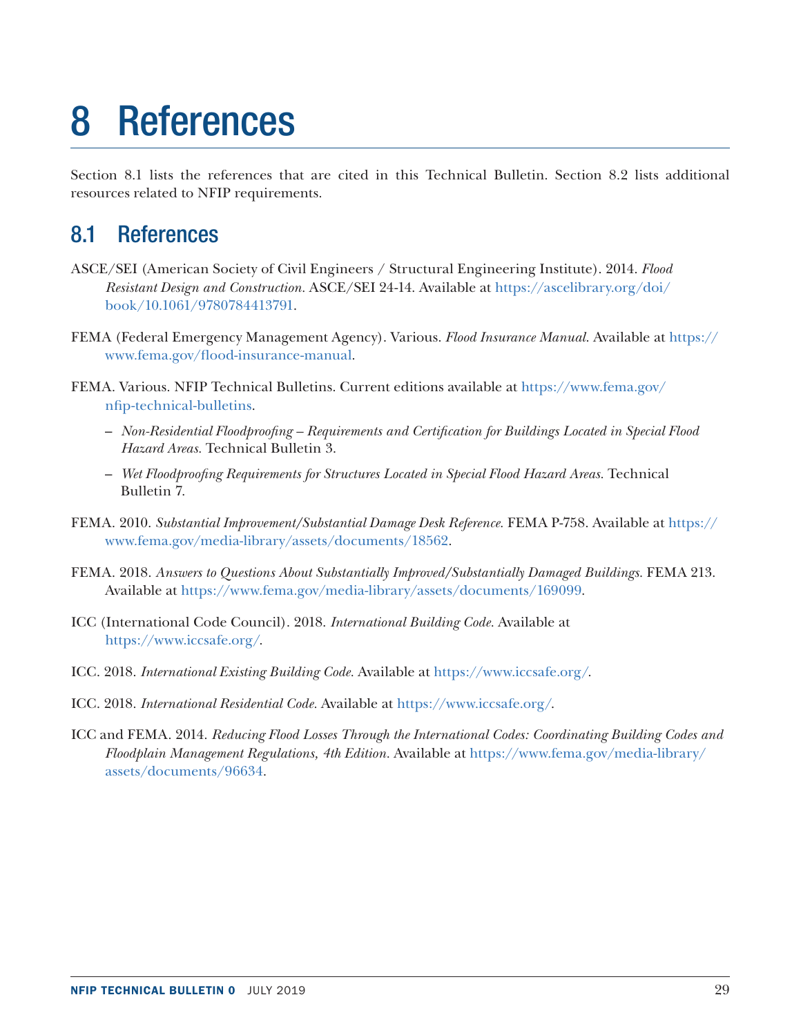# 8 References

Section 8.1 lists the references that are cited in this Technical Bulletin. Section 8.2 lists additional resources related to NFIP requirements.

## 8.1 References

ASCE/SEI (American Society of Civil Engineers / Structural Engineering Institute). 2014. *Flood Resistant Design and Construction*. ASCE/SEI 24-14. Available at https://ascelibrary.org/doi/book/10.1061/9780784413791.

FEMA (Federal Emergency Management Agency). Various. *Flood Insurance Manual*. Available at https://www.fema.gov/flood-insurance-manual.

FEMA. Various. NFIP Technical Bulletins. Current editions available at https://www.fema.gov/nfip-technical-bulletins.

- *Non-Residential Floodproofing – Requirements and Certification for Buildings Located in Special Flood Hazard Areas*. Technical Bulletin 3.
- *Wet Floodproofing Requirements for Structures Located in Special Flood Hazard Areas*. Technical Bulletin 7.

FEMA. 2010. *Substantial Improvement/Substantial Damage Desk Reference*. FEMA P-758. Available at https://www.fema.gov/media-library/assets/documents/18562.

FEMA. 2018. *Answers to Questions About Substantially Improved/Substantially Damaged Buildings*. FEMA 213. Available at https://www.fema.gov/media-library/assets/documents/169099.

ICC (International Code Council). 2018. *International Building Code*. Available at https://www.iccsafe.org/.

ICC. 2018. *International Existing Building Code*. Available at https://www.iccsafe.org/.

ICC. 2018. *International Residential Code*. Available at https://www.iccsafe.org/.

ICC and FEMA. 2014. *Reducing Flood Losses Through the International Codes: Coordinating Building Codes and Floodplain Management Regulations, 4th Edition*. Available at https://www.fema.gov/media-library/assets/documents/96634.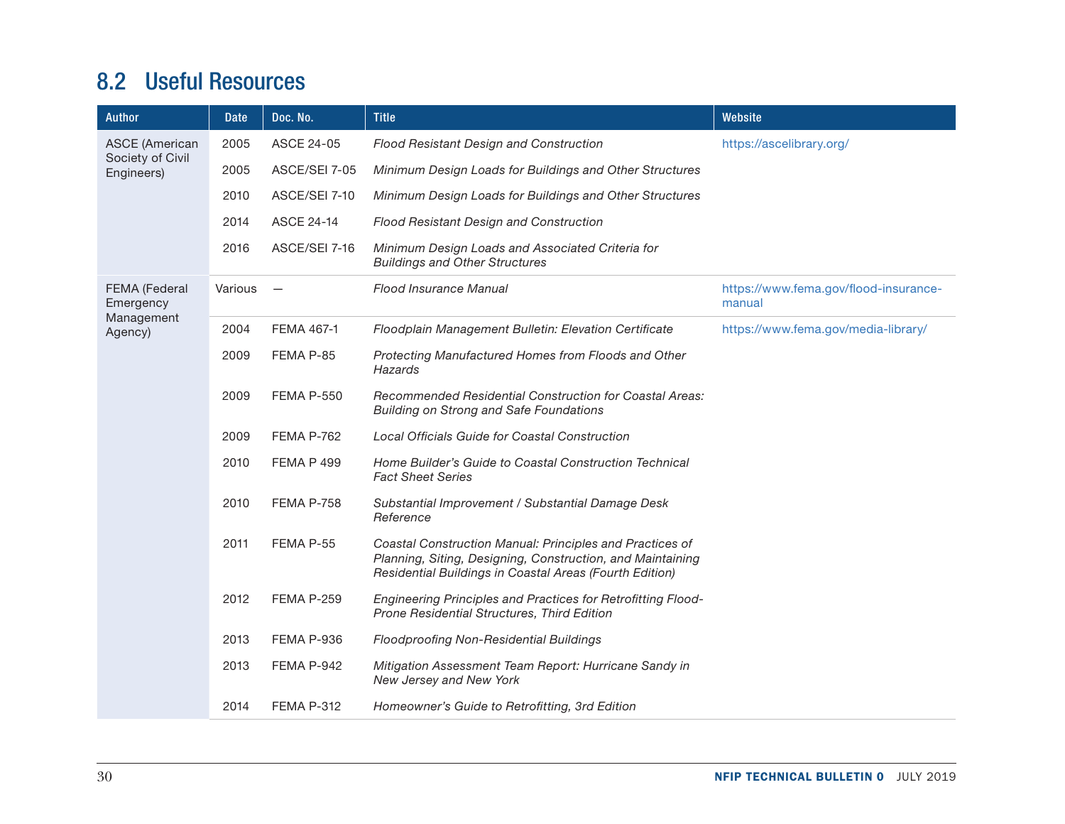## 8.2 Useful Resources

| Author | Date | Doc. No. | Title | Website |
|---|---|---|---|---|
| ASCE (American Society of Civil Engineers) | 2005 | ASCE 24-05 | *Flood Resistant Design and Construction* | https://ascelibrary.org/ |
| | 2005 | ASCE/SEI 7-05 | *Minimum Design Loads for Buildings and Other Structures* | |
| | 2010 | ASCE/SEI 7-10 | *Minimum Design Loads for Buildings and Other Structures* | |
| | 2014 | ASCE 24-14 | *Flood Resistant Design and Construction* | |
| | 2016 | ASCE/SEI 7-16 | *Minimum Design Loads and Associated Criteria for Buildings and Other Structures* | |
| FEMA (Federal Emergency Management Agency) | Various | — | *Flood Insurance Manual* | https://www.fema.gov/flood-insurance-manual |
| | 2004 | FEMA 467-1 | *Floodplain Management Bulletin: Elevation Certificate* | https://www.fema.gov/media-library/ |
| | 2009 | FEMA P-85 | *Protecting Manufactured Homes from Floods and Other Hazards* | |
| | 2009 | FEMA P-550 | *Recommended Residential Construction for Coastal Areas: Building on Strong and Safe Foundations* | |
| | 2009 | FEMA P-762 | *Local Officials Guide for Coastal Construction* | |
| | 2010 | FEMA P 499 | *Home Builder's Guide to Coastal Construction Technical Fact Sheet Series* | |
| | 2010 | FEMA P-758 | *Substantial Improvement / Substantial Damage Desk Reference* | |
| | 2011 | FEMA P-55 | *Coastal Construction Manual: Principles and Practices of Planning, Siting, Designing, Construction, and Maintaining Residential Buildings in Coastal Areas (Fourth Edition)* | |
| | 2012 | FEMA P-259 | *Engineering Principles and Practices for Retrofitting Flood-Prone Residential Structures, Third Edition* | |
| | 2013 | FEMA P-936 | *Floodproofing Non-Residential Buildings* | |
| | 2013 | FEMA P-942 | *Mitigation Assessment Team Report: Hurricane Sandy in New Jersey and New York* | |
| | 2014 | FEMA P-312 | *Homeowner's Guide to Retrofitting, 3rd Edition* | |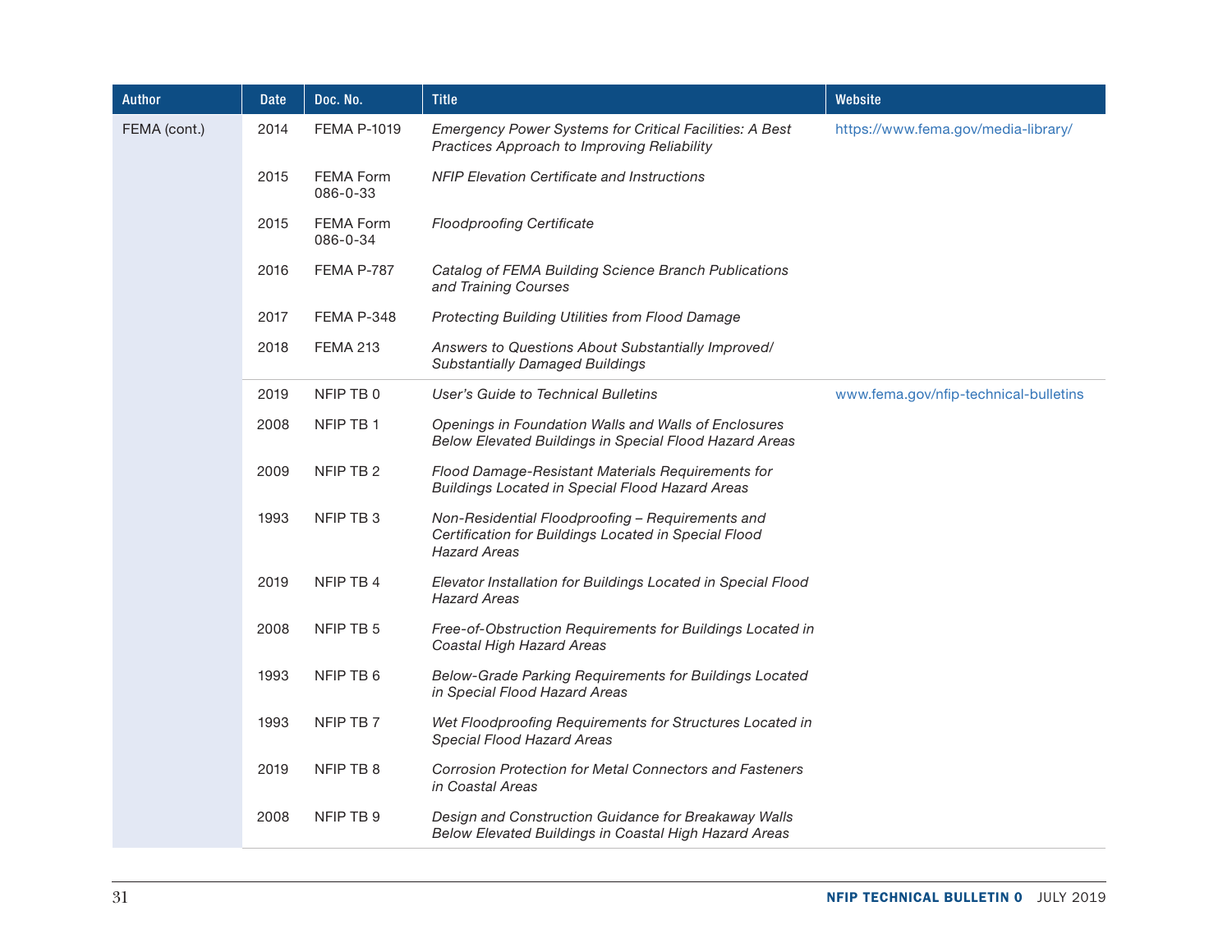| Author | Date | Doc. No. | Title | Website |
|---|---|---|---|---|
| FEMA (cont.) | 2014 | FEMA P-1019 | *Emergency Power Systems for Critical Facilities: A Best Practices Approach to Improving Reliability* | https://www.fema.gov/media-library/ |
| | 2015 | FEMA Form 086-0-33 | *NFIP Elevation Certificate and Instructions* | |
| | 2015 | FEMA Form 086-0-34 | *Floodproofing Certificate* | |
| | 2016 | FEMA P-787 | *Catalog of FEMA Building Science Branch Publications and Training Courses* | |
| | 2017 | FEMA P-348 | *Protecting Building Utilities from Flood Damage* | |
| | 2018 | FEMA 213 | *Answers to Questions About Substantially Improved/ Substantially Damaged Buildings* | |
| | 2019 | NFIP TB 0 | *User's Guide to Technical Bulletins* | www.fema.gov/nfip-technical-bulletins |
| | 2008 | NFIP TB 1 | *Openings in Foundation Walls and Walls of Enclosures Below Elevated Buildings in Special Flood Hazard Areas* | |
| | 2009 | NFIP TB 2 | *Flood Damage-Resistant Materials Requirements for Buildings Located in Special Flood Hazard Areas* | |
| | 1993 | NFIP TB 3 | *Non-Residential Floodproofing – Requirements and Certification for Buildings Located in Special Flood Hazard Areas* | |
| | 2019 | NFIP TB 4 | *Elevator Installation for Buildings Located in Special Flood Hazard Areas* | |
| | 2008 | NFIP TB 5 | *Free-of-Obstruction Requirements for Buildings Located in Coastal High Hazard Areas* | |
| | 1993 | NFIP TB 6 | *Below-Grade Parking Requirements for Buildings Located in Special Flood Hazard Areas* | |
| | 1993 | NFIP TB 7 | *Wet Floodproofing Requirements for Structures Located in Special Flood Hazard Areas* | |
| | 2019 | NFIP TB 8 | *Corrosion Protection for Metal Connectors and Fasteners in Coastal Areas* | |
| | 2008 | NFIP TB 9 | *Design and Construction Guidance for Breakaway Walls Below Elevated Buildings in Coastal High Hazard Areas* | |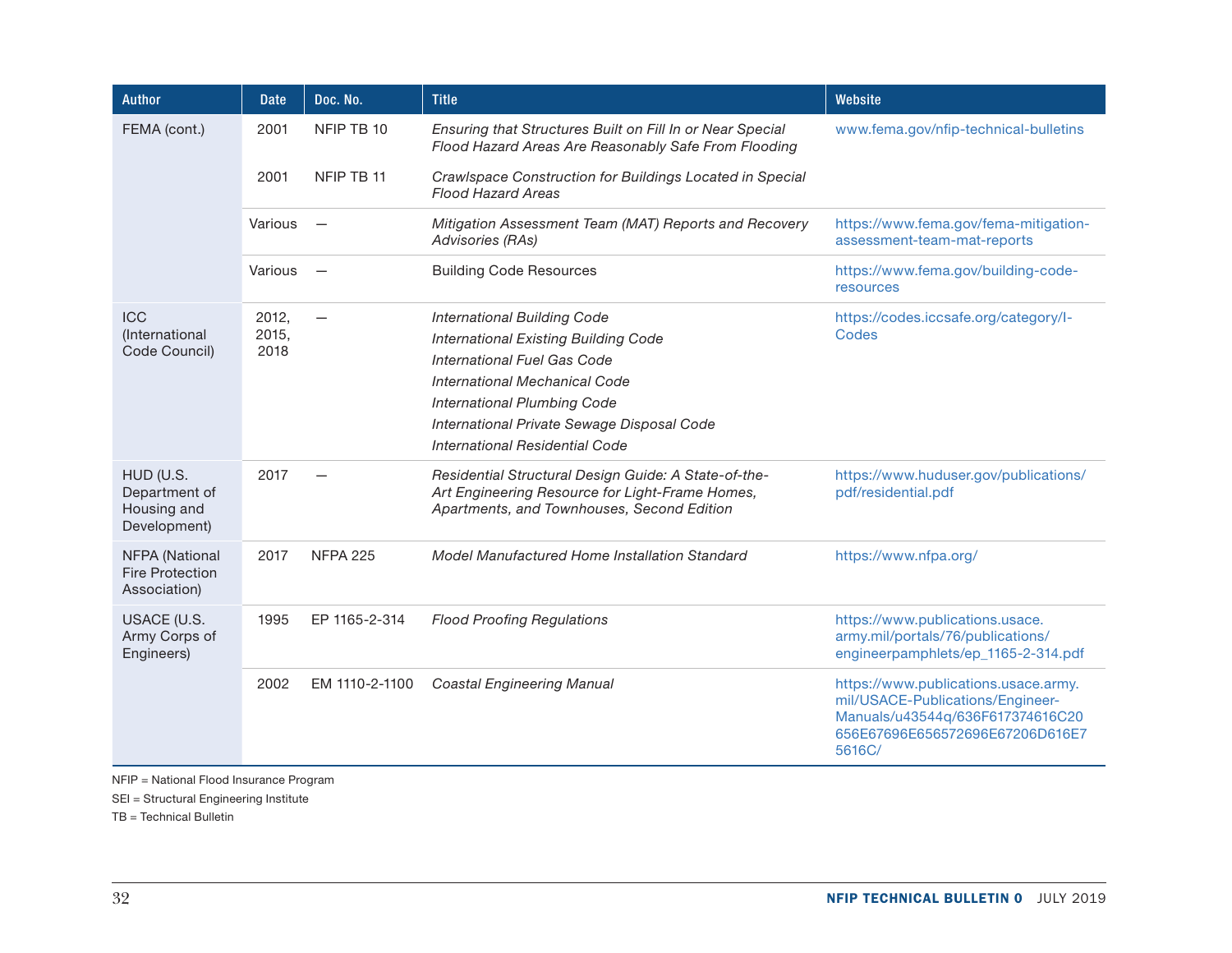| Author | Date | Doc. No. | Title | Website |
|---|---|---|---|---|
| FEMA (cont.) | 2001 | NFIP TB 10 | *Ensuring that Structures Built on Fill In or Near Special Flood Hazard Areas Are Reasonably Safe From Flooding* | www.fema.gov/nfip-technical-bulletins |
| | 2001 | NFIP TB 11 | *Crawlspace Construction for Buildings Located in Special Flood Hazard Areas* | |
| | Various | — | *Mitigation Assessment Team (MAT) Reports and Recovery Advisories (RAs)* | https://www.fema.gov/fema-mitigation-assessment-team-mat-reports |
| | Various | — | Building Code Resources | https://www.fema.gov/building-code-resources |
| ICC (International Code Council) | 2012, 2015, 2018 | — | *International Building Code*<br>*International Existing Building Code*<br>*International Fuel Gas Code*<br>*International Mechanical Code*<br>*International Plumbing Code*<br>*International Private Sewage Disposal Code*<br>*International Residential Code* | https://codes.iccsafe.org/category/I-Codes |
| HUD (U.S. Department of Housing and Development) | 2017 | — | *Residential Structural Design Guide: A State-of-the-Art Engineering Resource for Light-Frame Homes, Apartments, and Townhouses, Second Edition* | https://www.huduser.gov/publications/pdf/residential.pdf |
| NFPA (National Fire Protection Association) | 2017 | NFPA 225 | *Model Manufactured Home Installation Standard* | https://www.nfpa.org/ |
| USACE (U.S. Army Corps of Engineers) | 1995 | EP 1165-2-314 | *Flood Proofing Regulations* | https://www.publications.usace.army.mil/portals/76/publications/engineerpamphlets/ep_1165-2-314.pdf |
| | 2002 | EM 1110-2-1100 | *Coastal Engineering Manual* | https://www.publications.usace.army.mil/USACE-Publications/Engineer-Manuals/u43544q/636F617374616C20656E67696E656572696E67206D616E7561C/ |

NFIP = National Flood Insurance Program

SEI = Structural Engineering Institute

TB = Technical Bulletin